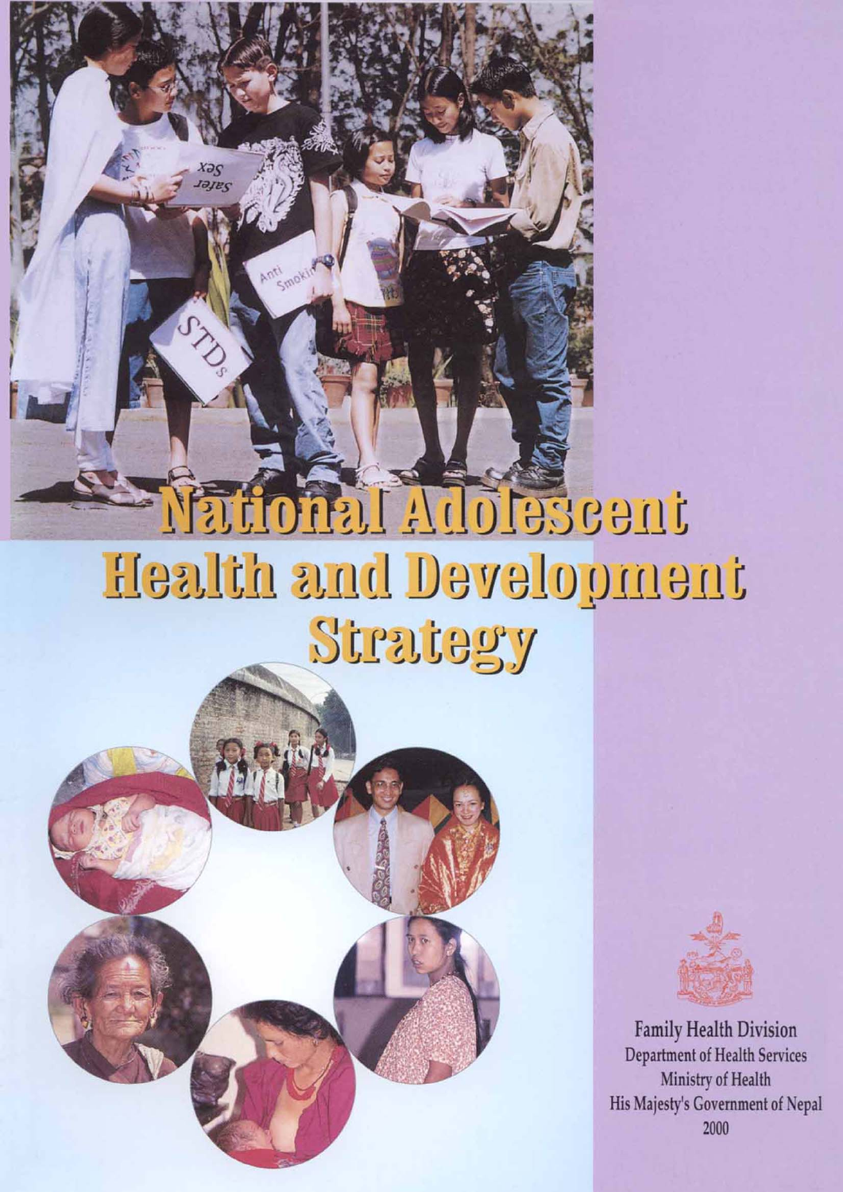# National Adolescent Health and Development Strategy

Family Health Division
Department of Health Services
Ministry of Health
His Majesty's Government of Nepal
2000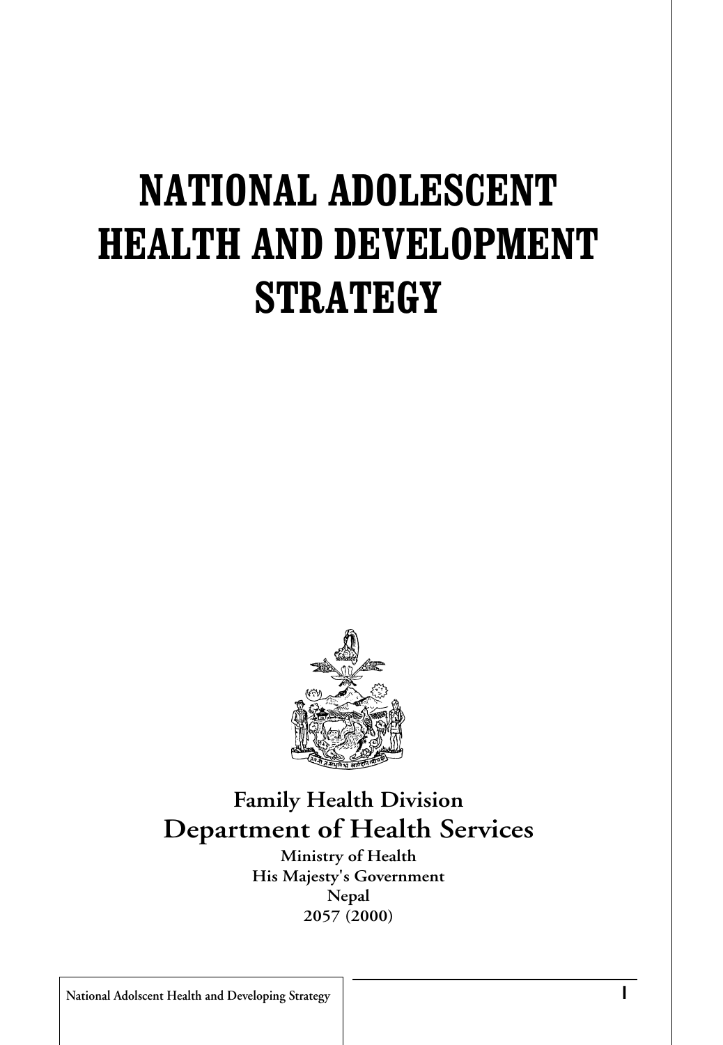# NATIONAL ADOLESCENT HEALTH AND DEVELOPMENT STRATEGY

**Family Health Division**

**Department of Health Services**

**Ministry of Health**

**His Majesty's Government**

**Nepal**

**2057 (2000)**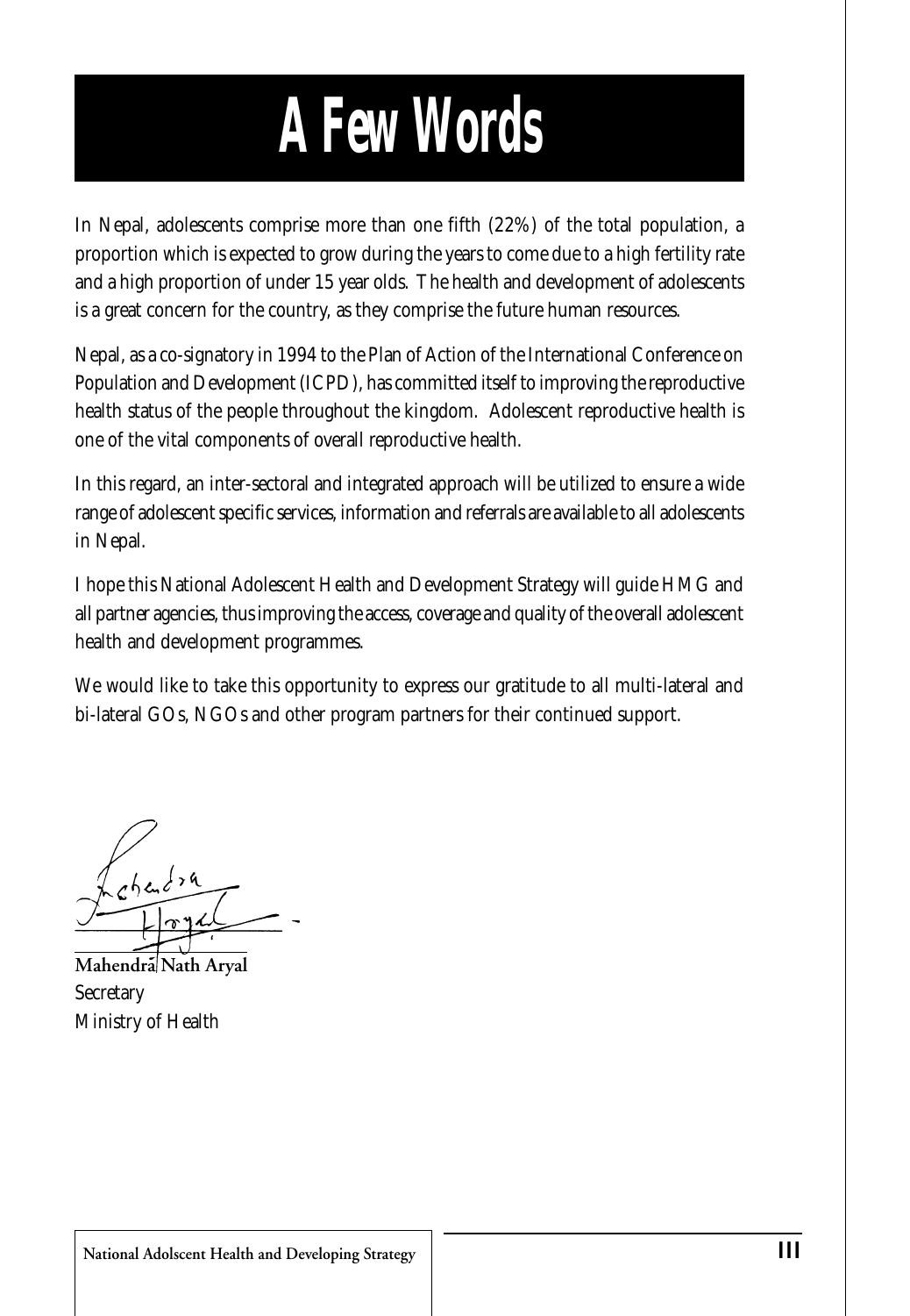# A Few Words

In Nepal, adolescents comprise more than one fifth (22%) of the total population, a proportion which is expected to grow during the years to come due to a high fertility rate and a high proportion of under 15 year olds. The health and development of adolescents is a great concern for the country, as they comprise the future human resources.

Nepal, as a co-signatory in 1994 to the Plan of Action of the International Conference on Population and Development (ICPD), has committed itself to improving the reproductive health status of the people throughout the kingdom. Adolescent reproductive health is one of the vital components of overall reproductive health.

In this regard, an inter-sectoral and integrated approach will be utilized to ensure a wide range of adolescent specific services, information and referrals are available to all adolescents in Nepal.

I hope this National Adolescent Health and Development Strategy will guide HMG and all partner agencies, thus improving the access, coverage and quality of the overall adolescent health and development programmes.

We would like to take this opportunity to express our gratitude to all multi-lateral and bi-lateral GOs, NGOs and other program partners for their continued support.

**Mahendra Nath Aryal**
Secretary
Ministry of Health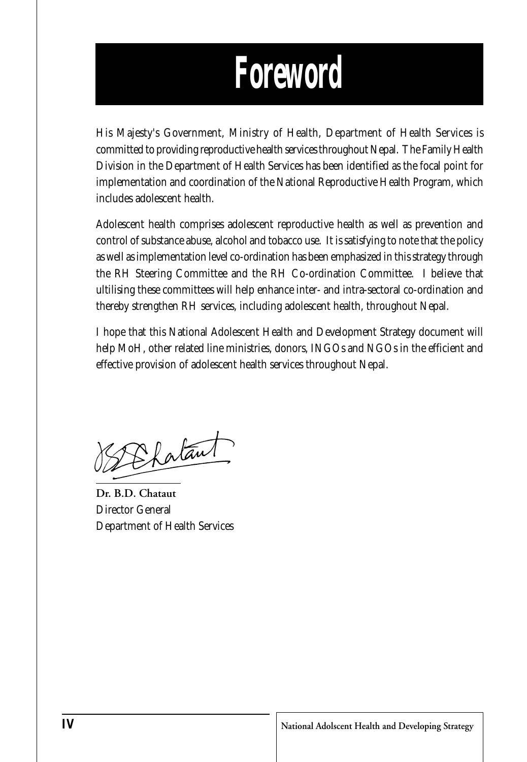# Foreword

His Majesty's Government, Ministry of Health, Department of Health Services is committed to providing reproductive health services throughout Nepal. The Family Health Division in the Department of Health Services has been identified as the focal point for implementation and coordination of the National Reproductive Health Program, which includes adolescent health.

Adolescent health comprises adolescent reproductive health as well as prevention and control of substance abuse, alcohol and tobacco use. It is satisfying to note that the policy as well as implementation level co-ordination has been emphasized in this strategy through the RH Steering Committee and the RH Co-ordination Committee. I believe that ultilising these committees will help enhance inter- and intra-sectoral co-ordination and thereby strengthen RH services, including adolescent health, throughout Nepal.

I hope that this National Adolescent Health and Development Strategy document will help MoH, other related line ministries, donors, INGOs and NGOs in the efficient and effective provision of adolescent health services throughout Nepal.

**Dr. B.D. Chataut**
Director General
Department of Health Services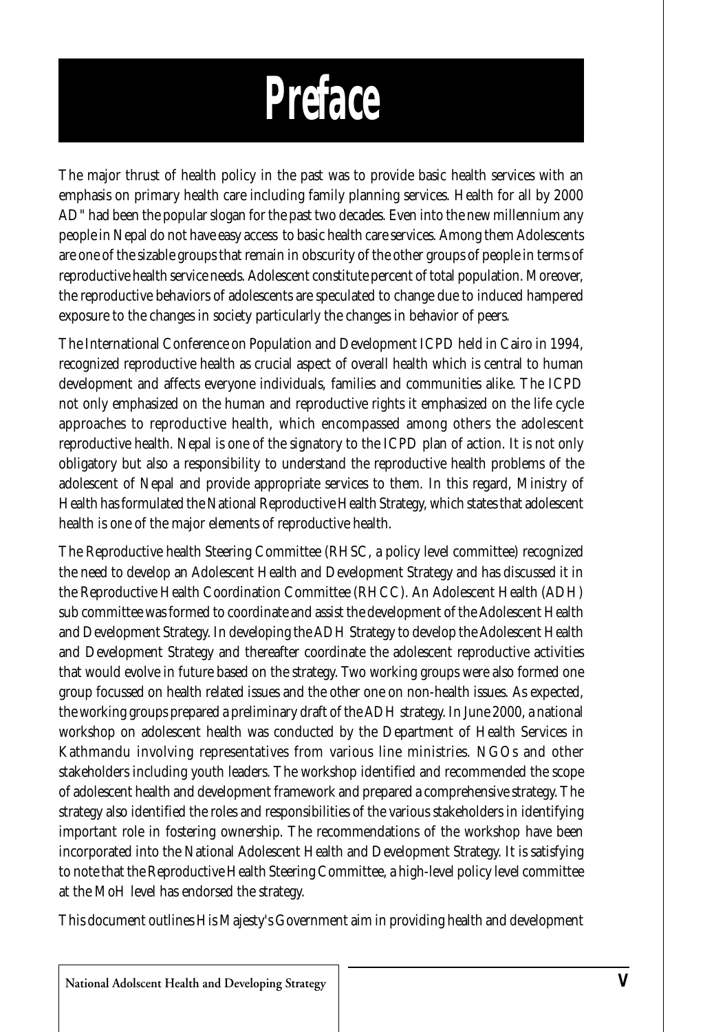# Preface

The major thrust of health policy in the past was to provide basic health services with an emphasis on primary health care including family planning services. Health for all by 2000 AD" had been the popular slogan for the past two decades. Even into the new millennium any people in Nepal do not have easy access to basic health care services. Among them Adolescents are one of the sizable groups that remain in obscurity of the other groups of people in terms of reproductive health service needs. Adolescent constitute percent of total population. Moreover, the reproductive behaviors of adolescents are speculated to change due to induced hampered exposure to the changes in society particularly the changes in behavior of peers.

The International Conference on Population and Development ICPD held in Cairo in 1994, recognized reproductive health as crucial aspect of overall health which is central to human development and affects everyone individuals, families and communities alike. The ICPD not only emphasized on the human and reproductive rights it emphasized on the life cycle approaches to reproductive health, which encompassed among others the adolescent reproductive health. Nepal is one of the signatory to the ICPD plan of action. It is not only obligatory but also a responsibility to understand the reproductive health problems of the adolescent of Nepal and provide appropriate services to them. In this regard, Ministry of Health has formulated the National Reproductive Health Strategy, which states that adolescent health is one of the major elements of reproductive health.

The Reproductive health Steering Committee (RHSC, a policy level committee) recognized the need to develop an Adolescent Health and Development Strategy and has discussed it in the Reproductive Health Coordination Committee (RHCC). An Adolescent Health (ADH) sub committee was formed to coordinate and assist the development of the Adolescent Health and Development Strategy. In developing the ADH Strategy to develop the Adolescent Health and Development Strategy and thereafter coordinate the adolescent reproductive activities that would evolve in future based on the strategy. Two working groups were also formed one group focussed on health related issues and the other one on non-health issues. As expected, the working groups prepared a preliminary draft of the ADH strategy. In June 2000, a national workshop on adolescent health was conducted by the Department of Health Services in Kathmandu involving representatives from various line ministries. NGOs and other stakeholders including youth leaders. The workshop identified and recommended the scope of adolescent health and development framework and prepared a comprehensive strategy. The strategy also identified the roles and responsibilities of the various stakeholders in identifying important role in fostering ownership. The recommendations of the workshop have been incorporated into the National Adolescent Health and Development Strategy. It is satisfying to note that the Reproductive Health Steering Committee, a high-level policy level committee at the MoH level has endorsed the strategy.

This document outlines His Majesty's Government aim in providing health and development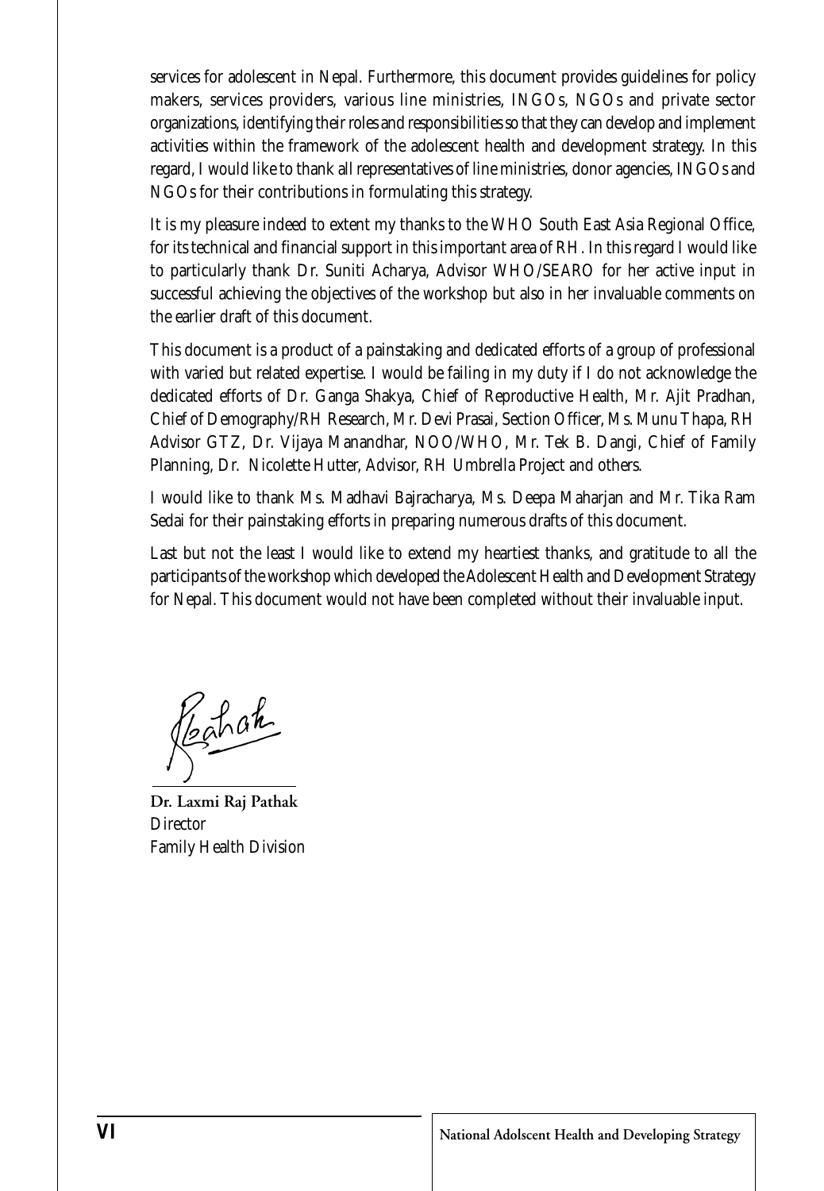services for adolescent in Nepal. Furthermore, this document provides guidelines for policy makers, services providers, various line ministries, INGOs, NGOs and private sector organizations, identifying their roles and responsibilities so that they can develop and implement activities within the framework of the adolescent health and development strategy. In this regard, I would like to thank all representatives of line ministries, donor agencies, INGOs and NGOs for their contributions in formulating this strategy.

It is my pleasure indeed to extent my thanks to the WHO South East Asia Regional Office, for its technical and financial support in this important area of RH. In this regard I would like to particularly thank Dr. Suniti Acharya, Advisor WHO/SEARO for her active input in successful achieving the objectives of the workshop but also in her invaluable comments on the earlier draft of this document.

This document is a product of a painstaking and dedicated efforts of a group of professional with varied but related expertise. I would be failing in my duty if I do not acknowledge the dedicated efforts of Dr. Ganga Shakya, Chief of Reproductive Health, Mr. Ajit Pradhan, Chief of Demography/RH Research, Mr. Devi Prasai, Section Officer, Ms. Munu Thapa, RH Advisor GTZ, Dr. Vijaya Manandhar, NOO/WHO, Mr. Tek B. Dangi, Chief of Family Planning, Dr. Nicolette Hutter, Advisor, RH Umbrella Project and others.

I would like to thank Ms. Madhavi Bajracharya, Ms. Deepa Maharjan and Mr. Tika Ram Sedai for their painstaking efforts in preparing numerous drafts of this document.

Last but not the least I would like to extend my heartiest thanks, and gratitude to all the participants of the workshop which developed the Adolescent Health and Development Strategy for Nepal. This document would not have been completed without their invaluable input.

**Dr. Laxmi Raj Pathak**
Director
Family Health Division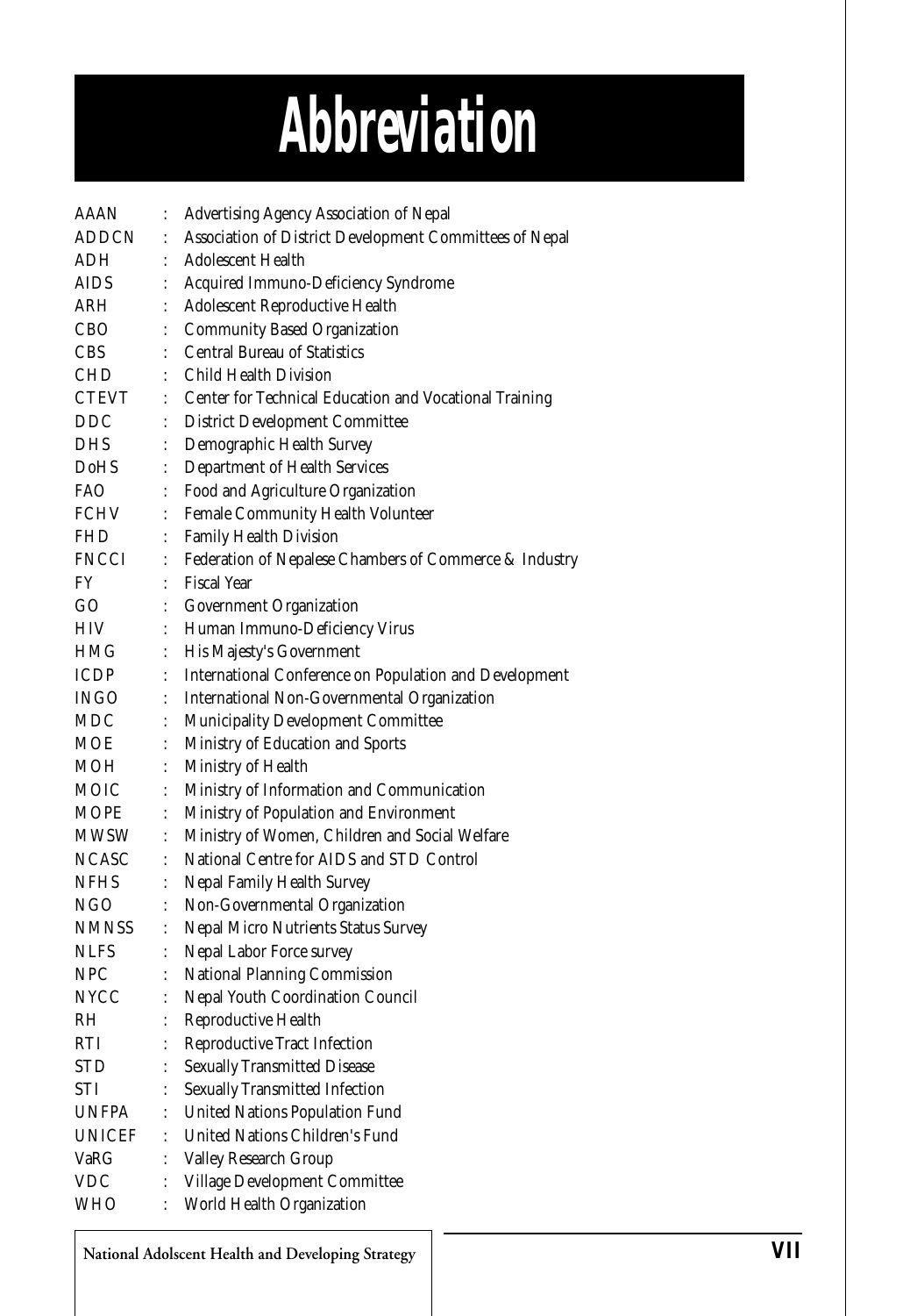# Abbreviation

| | | |
|---|---|---|
| AAAN | : | Advertising Agency Association of Nepal |
| ADDCN | : | Association of District Development Committees of Nepal |
| ADH | : | Adolescent Health |
| AIDS | : | Acquired Immuno-Deficiency Syndrome |
| ARH | : | Adolescent Reproductive Health |
| CBO | : | Community Based Organization |
| CBS | : | Central Bureau of Statistics |
| CHD | : | Child Health Division |
| CTEVT | : | Center for Technical Education and Vocational Training |
| DDC | : | District Development Committee |
| DHS | : | Demographic Health Survey |
| DoHS | : | Department of Health Services |
| FAO | : | Food and Agriculture Organization |
| FCHV | : | Female Community Health Volunteer |
| FHD | : | Family Health Division |
| FNCCI | : | Federation of Nepalese Chambers of Commerce & Industry |
| FY | : | Fiscal Year |
| GO | : | Government Organization |
| HIV | : | Human Immuno-Deficiency Virus |
| HMG | : | His Majesty's Government |
| ICDP | : | International Conference on Population and Development |
| INGO | : | International Non-Governmental Organization |
| MDC | : | Municipality Development Committee |
| MOE | : | Ministry of Education and Sports |
| MOH | : | Ministry of Health |
| MOIC | : | Ministry of Information and Communication |
| MOPE | : | Ministry of Population and Environment |
| MWSW | : | Ministry of Women, Children and Social Welfare |
| NCASC | : | National Centre for AIDS and STD Control |
| NFHS | : | Nepal Family Health Survey |
| NGO | : | Non-Governmental Organization |
| NMNSS | : | Nepal Micro Nutrients Status Survey |
| NLFS | : | Nepal Labor Force survey |
| NPC | : | National Planning Commission |
| NYCC | : | Nepal Youth Coordination Council |
| RH | : | Reproductive Health |
| RTI | : | Reproductive Tract Infection |
| STD | : | Sexually Transmitted Disease |
| STI | : | Sexually Transmitted Infection |
| UNFPA | : | United Nations Population Fund |
| UNICEF | : | United Nations Children's Fund |
| VaRG | : | Valley Research Group |
| VDC | : | Village Development Committee |
| WHO | : | World Health Organization |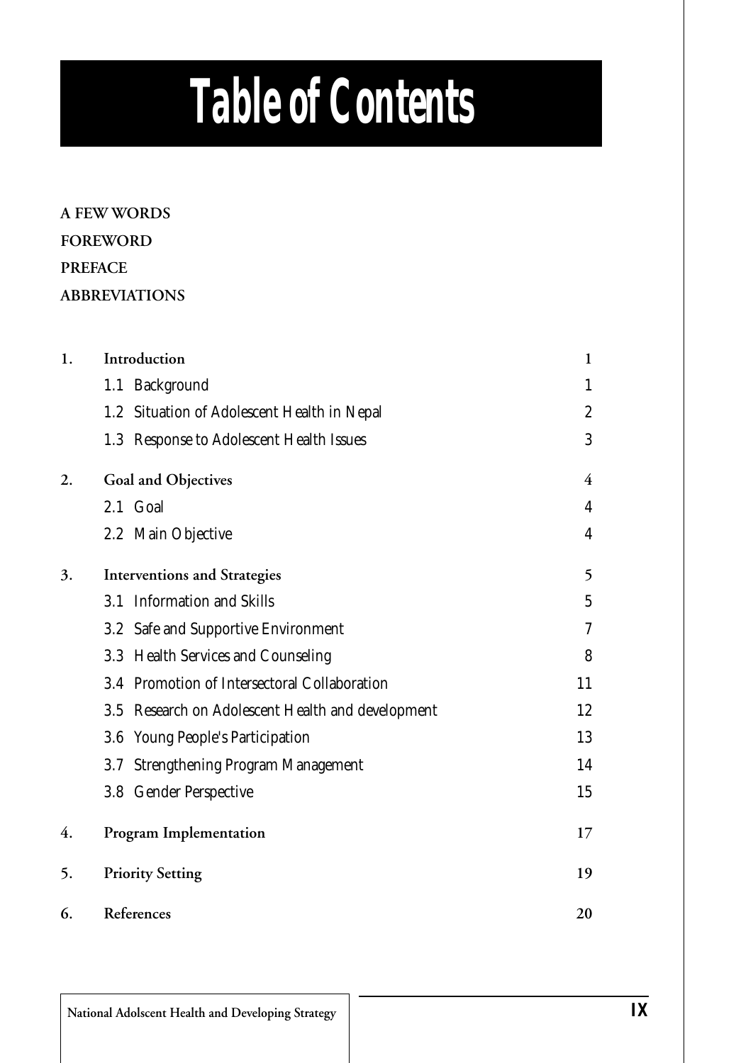# Table of Contents

**A FEW WORDS**

**FOREWORD**

**PREFACE**

**ABBREVIATIONS**

| | | |
|---|---|---|
| **1.** | **Introduction** | **1** |
| | 1.1 Background | 1 |
| | 1.2 Situation of Adolescent Health in Nepal | 2 |
| | 1.3 Response to Adolescent Health Issues | 3 |
| **2.** | **Goal and Objectives** | **4** |
| | 2.1 Goal | 4 |
| | 2.2 Main Objective | 4 |
| **3.** | **Interventions and Strategies** | **5** |
| | 3.1 Information and Skills | 5 |
| | 3.2 Safe and Supportive Environment | 7 |
| | 3.3 Health Services and Counseling | 8 |
| | 3.4 Promotion of Intersectoral Collaboration | 11 |
| | 3.5 Research on Adolescent Health and development | 12 |
| | 3.6 Young People's Participation | 13 |
| | 3.7 Strengthening Program Management | 14 |
| | 3.8 Gender Perspective | 15 |
| **4.** | **Program Implementation** | **17** |
| **5.** | **Priority Setting** | **19** |
| **6.** | **References** | **20** |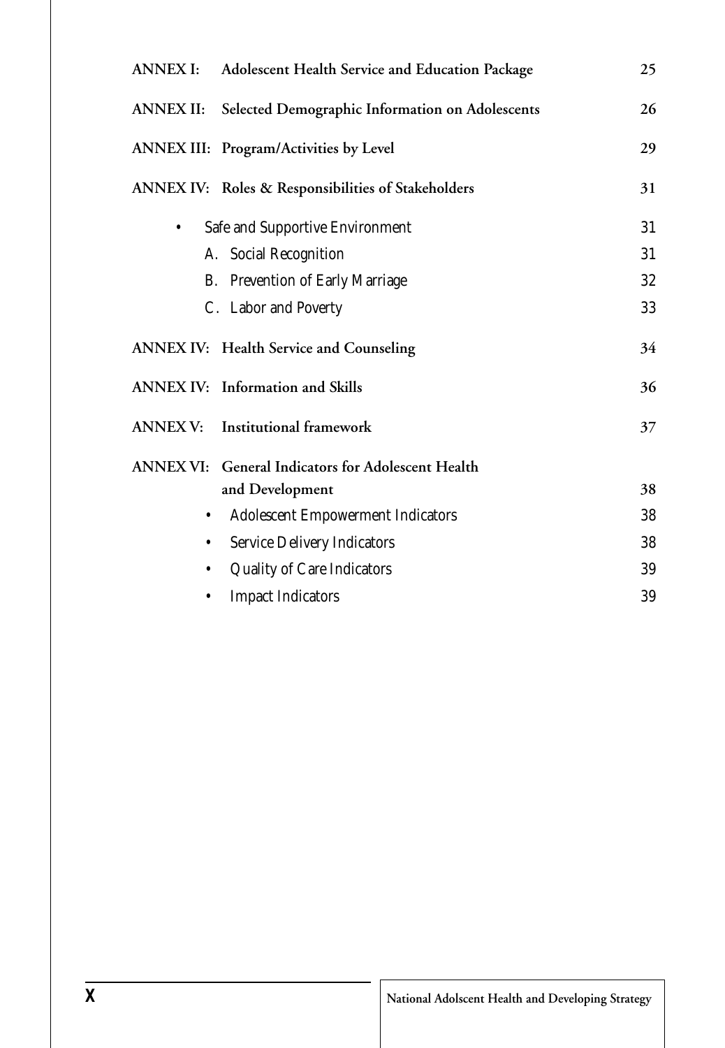| | | |
|---|---|---|
| **ANNEX I:** | **Adolescent Health Service and Education Package** | **25** |
| **ANNEX II:** | **Selected Demographic Information on Adolescents** | **26** |
| **ANNEX III:** | **Program/Activities by Level** | **29** |
| **ANNEX IV:** | **Roles & Responsibilities of Stakeholders** | **31** |
| | • Safe and Supportive Environment | 31 |
| | A. Social Recognition | 31 |
| | B. Prevention of Early Marriage | 32 |
| | C. Labor and Poverty | 33 |
| **ANNEX IV:** | **Health Service and Counseling** | **34** |
| **ANNEX IV:** | **Information and Skills** | **36** |
| **ANNEX V:** | **Institutional framework** | **37** |
| **ANNEX VI:** | **General Indicators for Adolescent Health and Development** | **38** |
| | • Adolescent Empowerment Indicators | 38 |
| | • Service Delivery Indicators | 38 |
| | • Quality of Care Indicators | 39 |
| | • Impact Indicators | 39 |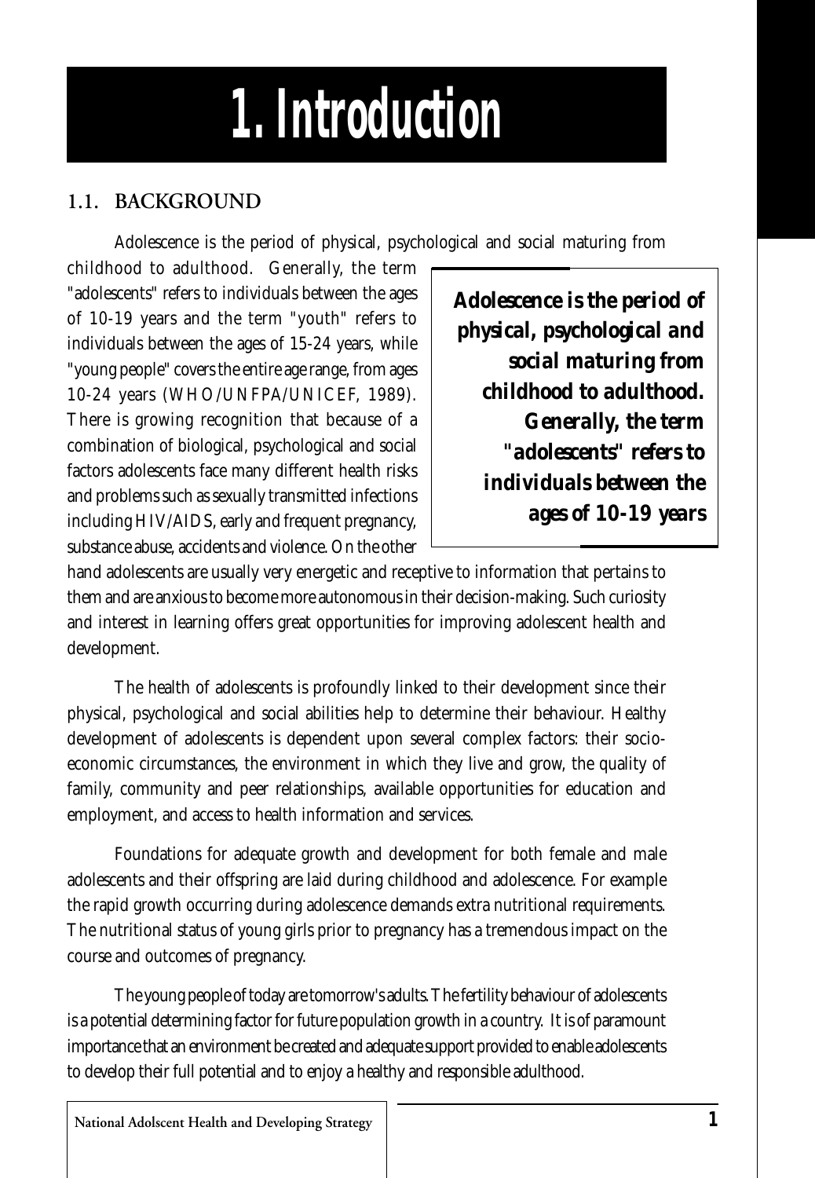# 1. Introduction

## 1.1. BACKGROUND

Adolescence is the period of physical, psychological and social maturing from childhood to adulthood. Generally, the term "adolescents" refers to individuals between the ages of 10-19 years and the term "youth" refers to individuals between the ages of 15-24 years, while "young people" covers the entire age range, from ages 10-24 years (WHO/UNFPA/UNICEF, 1989). There is growing recognition that because of a combination of biological, psychological and social factors adolescents face many different health risks and problems such as sexually transmitted infections including HIV/AIDS, early and frequent pregnancy, substance abuse, accidents and violence. On the other hand adolescents are usually very energetic and receptive to information that pertains to them and are anxious to become more autonomous in their decision-making. Such curiosity and interest in learning offers great opportunities for improving adolescent health and development.

> ***Adolescence is the period of physical, psychological and social maturing from childhood to adulthood. Generally, the term "adolescents" refers to individuals between the ages of 10-19 years***

The health of adolescents is profoundly linked to their development since their physical, psychological and social abilities help to determine their behaviour. Healthy development of adolescents is dependent upon several complex factors: their socio-economic circumstances, the environment in which they live and grow, the quality of family, community and peer relationships, available opportunities for education and employment, and access to health information and services.

Foundations for adequate growth and development for both female and male adolescents and their offspring are laid during childhood and adolescence. For example the rapid growth occurring during adolescence demands extra nutritional requirements. The nutritional status of young girls prior to pregnancy has a tremendous impact on the course and outcomes of pregnancy.

The young people of today are tomorrow's adults. The fertility behaviour of adolescents is a potential determining factor for future population growth in a country. It is of paramount importance that an environment be created and adequate support provided to enable adolescents to develop their full potential and to enjoy a healthy and responsible adulthood.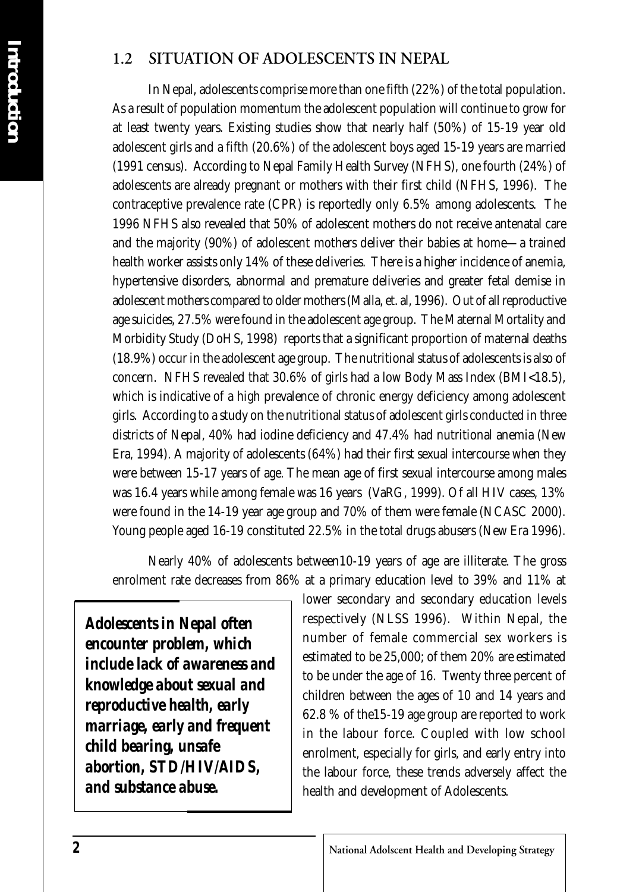## 1.2 SITUATION OF ADOLESCENTS IN NEPAL

In Nepal, adolescents comprise more than one fifth (22%) of the total population. As a result of population momentum the adolescent population will continue to grow for at least twenty years. Existing studies show that nearly half (50%) of 15-19 year old adolescent girls and a fifth (20.6%) of the adolescent boys aged 15-19 years are married (1991 census). According to Nepal Family Health Survey (NFHS), one fourth (24%) of adolescents are already pregnant or mothers with their first child (NFHS, 1996). The contraceptive prevalence rate (CPR) is reportedly only 6.5% among adolescents. The 1996 NFHS also revealed that 50% of adolescent mothers do not receive antenatal care and the majority (90%) of adolescent mothers deliver their babies at home—a trained health worker assists only 14% of these deliveries. There is a higher incidence of anemia, hypertensive disorders, abnormal and premature deliveries and greater fetal demise in adolescent mothers compared to older mothers (Malla, et. al, 1996). Out of all reproductive age suicides, 27.5% were found in the adolescent age group. The Maternal Mortality and Morbidity Study (DoHS, 1998) reports that a significant proportion of maternal deaths (18.9%) occur in the adolescent age group. The nutritional status of adolescents is also of concern. NFHS revealed that 30.6% of girls had a low Body Mass Index (BMI<18.5), which is indicative of a high prevalence of chronic energy deficiency among adolescent girls. According to a study on the nutritional status of adolescent girls conducted in three districts of Nepal, 40% had iodine deficiency and 47.4% had nutritional anemia (New Era, 1994). A majority of adolescents (64%) had their first sexual intercourse when they were between 15-17 years of age. The mean age of first sexual intercourse among males was 16.4 years while among female was 16 years (VaRG, 1999). Of all HIV cases, 13% were found in the 14-19 year age group and 70% of them were female (NCASC 2000). Young people aged 16-19 constituted 22.5% in the total drugs abusers (New Era 1996).

Nearly 40% of adolescents between10-19 years of age are illiterate. The gross enrolment rate decreases from 86% at a primary education level to 39% and 11% at lower secondary and secondary education levels respectively (NLSS 1996). Within Nepal, the number of female commercial sex workers is estimated to be 25,000; of them 20% are estimated to be under the age of 16. Twenty three percent of children between the ages of 10 and 14 years and 62.8 % of the15-19 age group are reported to work in the labour force. Coupled with low school enrolment, especially for girls, and early entry into the labour force, these trends adversely affect the health and development of Adolescents.

***Adolescents in Nepal often encounter problem, which include lack of awareness and knowledge about sexual and reproductive health, early marriage, early and frequent child bearing, unsafe abortion, STD/HIV/AIDS, and substance abuse.***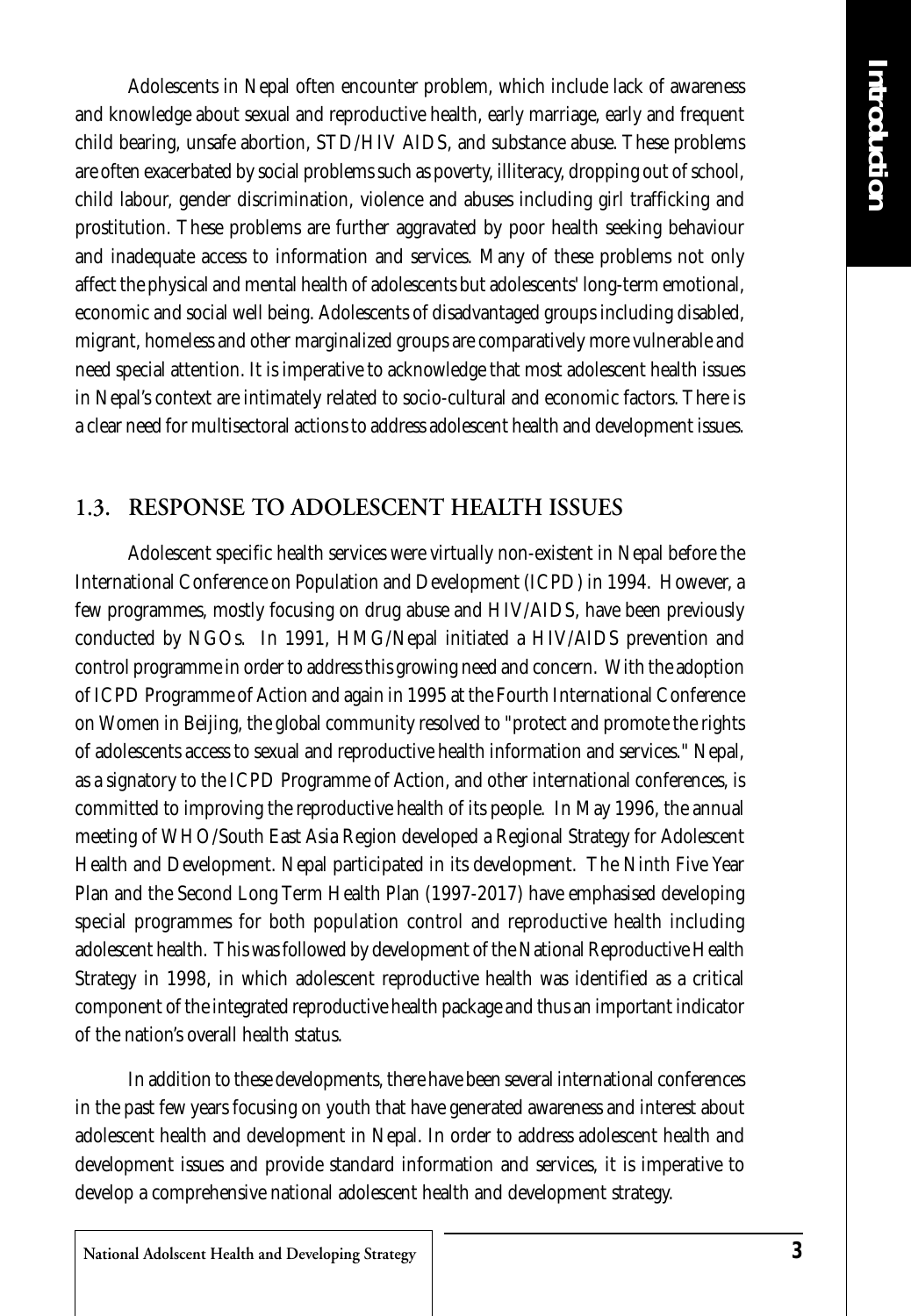Adolescents in Nepal often encounter problem, which include lack of awareness and knowledge about sexual and reproductive health, early marriage, early and frequent child bearing, unsafe abortion, STD/HIV AIDS, and substance abuse. These problems are often exacerbated by social problems such as poverty, illiteracy, dropping out of school, child labour, gender discrimination, violence and abuses including girl trafficking and prostitution. These problems are further aggravated by poor health seeking behaviour and inadequate access to information and services. Many of these problems not only affect the physical and mental health of adolescents but adolescents' long-term emotional, economic and social well being. Adolescents of disadvantaged groups including disabled, migrant, homeless and other marginalized groups are comparatively more vulnerable and need special attention. It is imperative to acknowledge that most adolescent health issues in Nepal's context are intimately related to socio-cultural and economic factors. There is a clear need for multisectoral actions to address adolescent health and development issues.

## 1.3. RESPONSE TO ADOLESCENT HEALTH ISSUES

Adolescent specific health services were virtually non-existent in Nepal before the International Conference on Population and Development (ICPD) in 1994. However, a few programmes, mostly focusing on drug abuse and HIV/AIDS, have been previously conducted by NGOs. In 1991, HMG/Nepal initiated a HIV/AIDS prevention and control programme in order to address this growing need and concern. With the adoption of ICPD Programme of Action and again in 1995 at the Fourth International Conference on Women in Beijing, the global community resolved to "protect and promote the rights of adolescents access to sexual and reproductive health information and services." Nepal, as a signatory to the ICPD Programme of Action, and other international conferences, is committed to improving the reproductive health of its people. In May 1996, the annual meeting of WHO/South East Asia Region developed a Regional Strategy for Adolescent Health and Development. Nepal participated in its development. The Ninth Five Year Plan and the Second Long Term Health Plan (1997-2017) have emphasised developing special programmes for both population control and reproductive health including adolescent health. This was followed by development of the National Reproductive Health Strategy in 1998, in which adolescent reproductive health was identified as a critical component of the integrated reproductive health package and thus an important indicator of the nation's overall health status.

In addition to these developments, there have been several international conferences in the past few years focusing on youth that have generated awareness and interest about adolescent health and development in Nepal. In order to address adolescent health and development issues and provide standard information and services, it is imperative to develop a comprehensive national adolescent health and development strategy.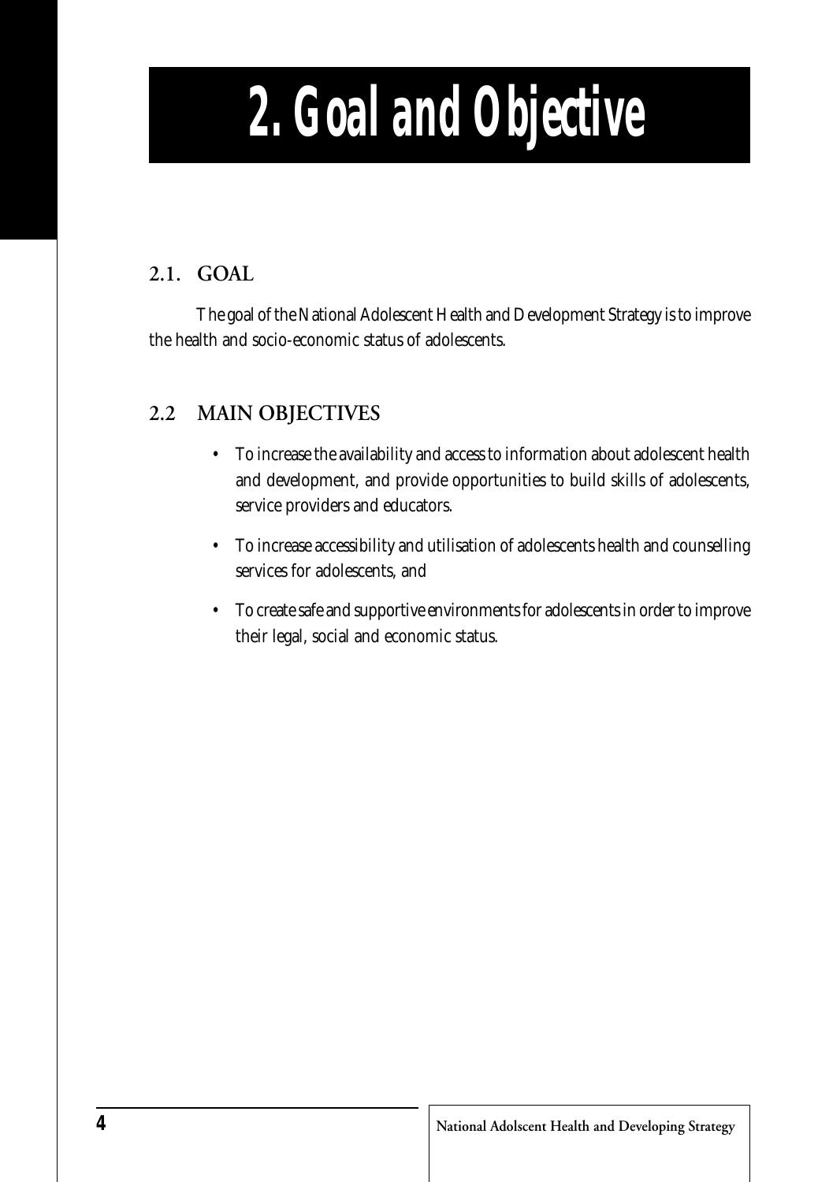# 2. Goal and Objective

## 2.1. GOAL

The goal of the National Adolescent Health and Development Strategy is to improve the health and socio-economic status of adolescents.

## 2.2 MAIN OBJECTIVES

- To increase the availability and access to information about adolescent health and development, and provide opportunities to build skills of adolescents, service providers and educators.
- To increase accessibility and utilisation of adolescents health and counselling services for adolescents, and
- To create safe and supportive environments for adolescents in order to improve their legal, social and economic status.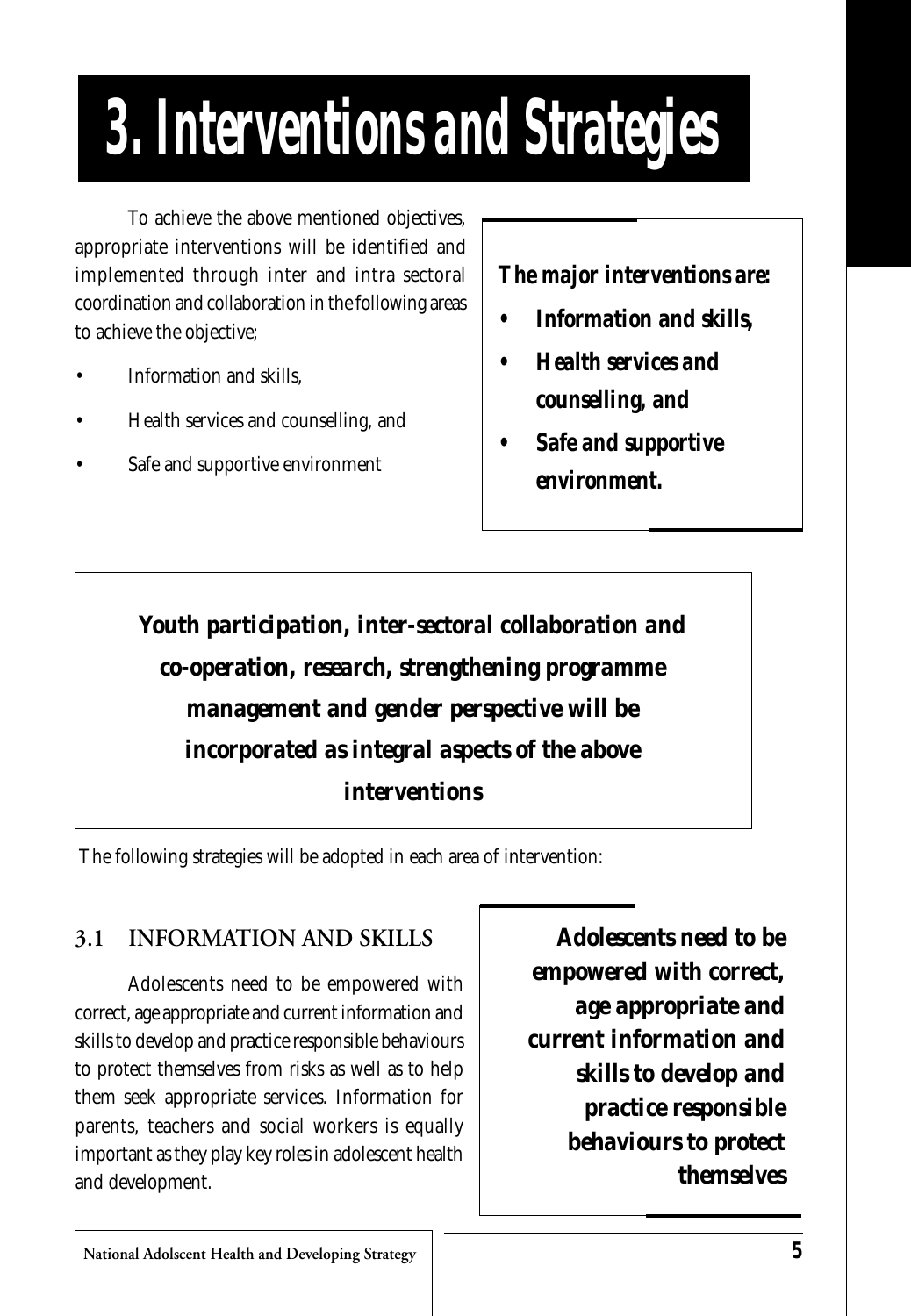# 3. Interventions and Strategies

To achieve the above mentioned objectives, appropriate interventions will be identified and implemented through inter and intra sectoral coordination and collaboration in the following areas to achieve the objective;

- Information and skills,
- Health services and counselling, and
- Safe and supportive environment

> ***The major interventions are:***
>
> - ***Information and skills,***
> - ***Health services and counselling, and***
> - ***Safe and supportive environment.***

> ***Youth participation, inter-sectoral collaboration and co-operation, research, strengthening programme management and gender perspective will be incorporated as integral aspects of the above interventions***

The following strategies will be adopted in each area of intervention:

## 3.1 INFORMATION AND SKILLS

Adolescents need to be empowered with correct, age appropriate and current information and skills to develop and practice responsible behaviours to protect themselves from risks as well as to help them seek appropriate services. Information for parents, teachers and social workers is equally important as they play key roles in adolescent health and development.

> ***Adolescents need to be empowered with correct, age appropriate and current information and skills to develop and practice responsible behaviours to protect themselves***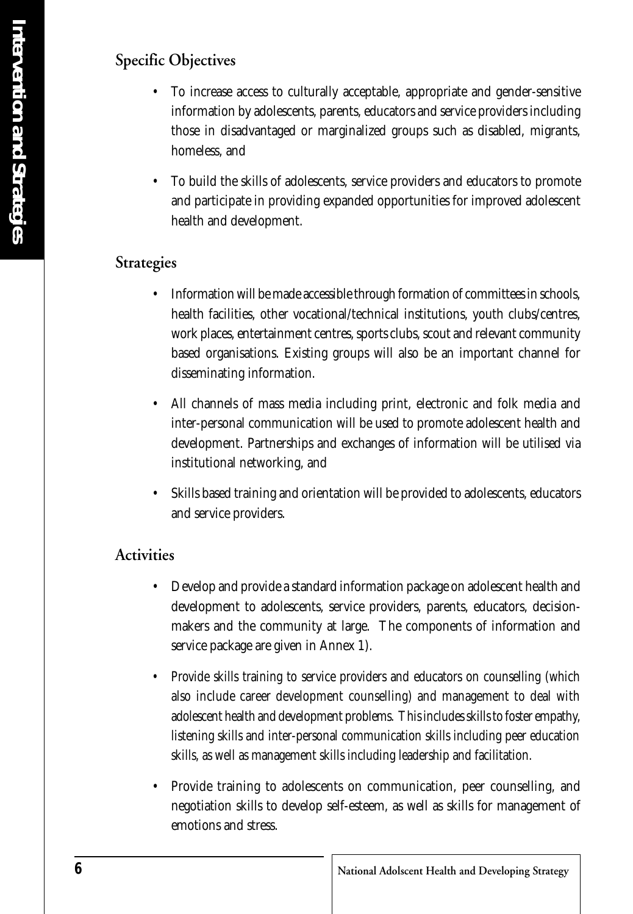## Specific Objectives

- To increase access to culturally acceptable, appropriate and gender-sensitive information by adolescents, parents, educators and service providers including those in disadvantaged or marginalized groups such as disabled, migrants, homeless, and
- To build the skills of adolescents, service providers and educators to promote and participate in providing expanded opportunities for improved adolescent health and development.

## Strategies

- Information will be made accessible through formation of committees in schools, health facilities, other vocational/technical institutions, youth clubs/centres, work places, entertainment centres, sports clubs, scout and relevant community based organisations. Existing groups will also be an important channel for disseminating information.
- All channels of mass media including print, electronic and folk media and inter-personal communication will be used to promote adolescent health and development. Partnerships and exchanges of information will be utilised via institutional networking, and
- Skills based training and orientation will be provided to adolescents, educators and service providers.

## Activities

- Develop and provide a standard information package on adolescent health and development to adolescents, service providers, parents, educators, decision-makers and the community at large. The components of information and service package are given in Annex 1).
- Provide skills training to service providers and educators on counselling (which also include career development counselling) and management to deal with adolescent health and development problems. This includes skills to foster empathy, listening skills and inter-personal communication skills including peer education skills, as well as management skills including leadership and facilitation.
- Provide training to adolescents on communication, peer counselling, and negotiation skills to develop self-esteem, as well as skills for management of emotions and stress.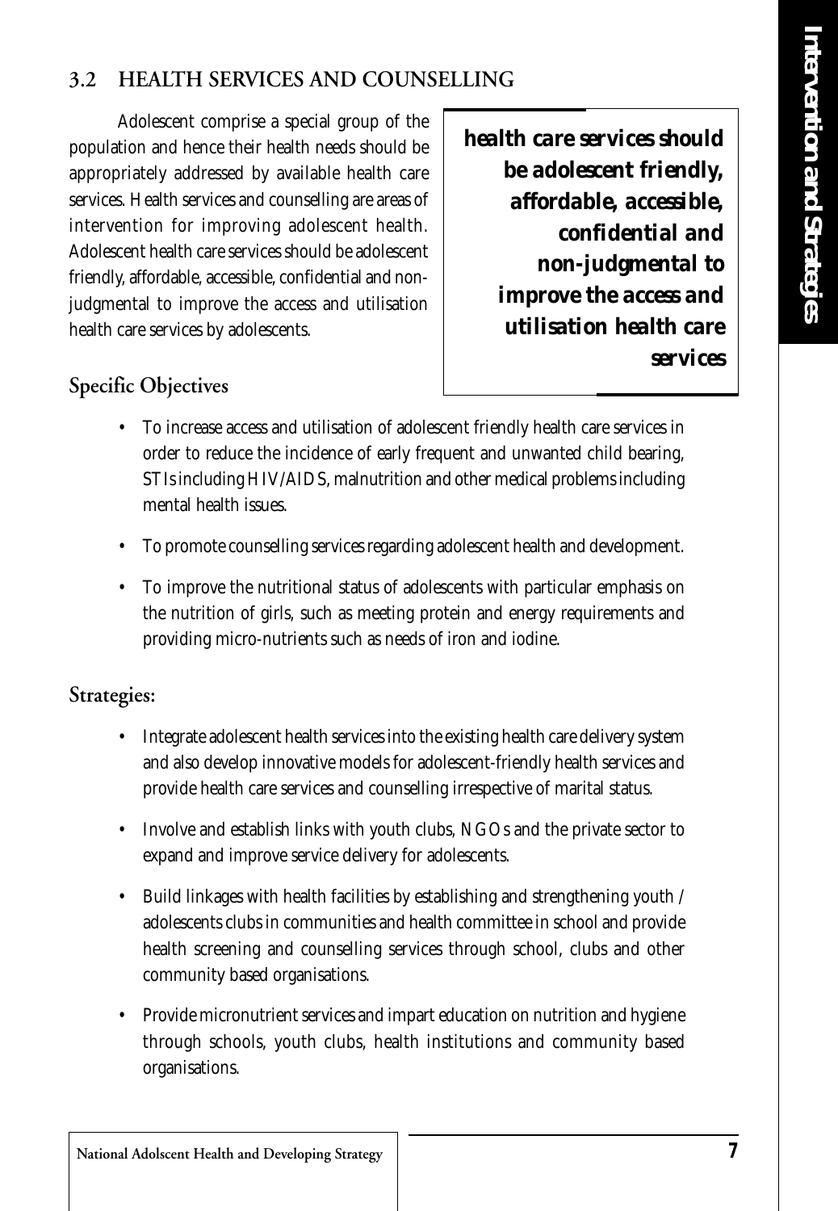## 3.2 HEALTH SERVICES AND COUNSELLING

Adolescent comprise a special group of the population and hence their health needs should be appropriately addressed by available health care services. Health services and counselling are areas of intervention for improving adolescent health. Adolescent health care services should be adolescent friendly, affordable, accessible, confidential and non-judgmental to improve the access and utilisation health care services by adolescents.

> ***health care services should be adolescent friendly, affordable, accessible, confidential and non-judgmental to improve the access and utilisation health care services***

### Specific Objectives

- To increase access and utilisation of adolescent friendly health care services in order to reduce the incidence of early frequent and unwanted child bearing, STIs including HIV/AIDS, malnutrition and other medical problems including mental health issues.
- To promote counselling services regarding adolescent health and development.
- To improve the nutritional status of adolescents with particular emphasis on the nutrition of girls, such as meeting protein and energy requirements and providing micro-nutrients such as needs of iron and iodine.

### Strategies:

- Integrate adolescent health services into the existing health care delivery system and also develop innovative models for adolescent-friendly health services and provide health care services and counselling irrespective of marital status.
- Involve and establish links with youth clubs, NGOs and the private sector to expand and improve service delivery for adolescents.
- Build linkages with health facilities by establishing and strengthening youth / adolescents clubs in communities and health committee in school and provide health screening and counselling services through school, clubs and other community based organisations.
- Provide micronutrient services and impart education on nutrition and hygiene through schools, youth clubs, health institutions and community based organisations.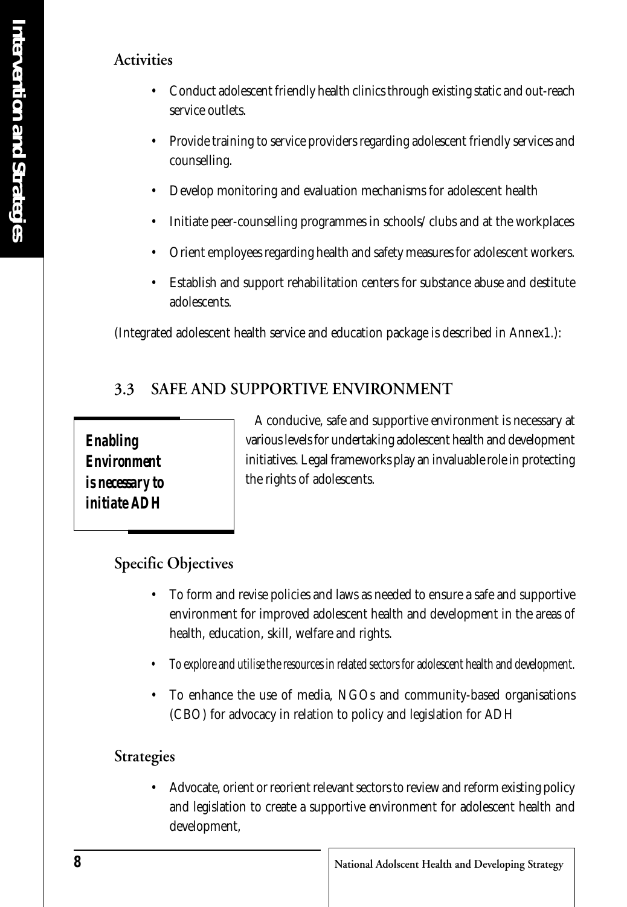### Activities

- Conduct adolescent friendly health clinics through existing static and out-reach service outlets.
- Provide training to service providers regarding adolescent friendly services and counselling.
- Develop monitoring and evaluation mechanisms for adolescent health
- Initiate peer-counselling programmes in schools/ clubs and at the workplaces
- Orient employees regarding health and safety measures for adolescent workers.
- Establish and support rehabilitation centers for substance abuse and destitute adolescents.

(Integrated adolescent health service and education package is described in Annex1.):

## 3.3 SAFE AND SUPPORTIVE ENVIRONMENT

***Enabling Environment is necessary to initiate ADH***

A conducive, safe and supportive environment is necessary at various levels for undertaking adolescent health and development initiatives. Legal frameworks play an invaluable role in protecting the rights of adolescents.

### Specific Objectives

- To form and revise policies and laws as needed to ensure a safe and supportive environment for improved adolescent health and development in the areas of health, education, skill, welfare and rights.
- *To explore and utilise the resources in related sectors for adolescent health and development.*
- To enhance the use of media, NGOs and community-based organisations (CBO) for advocacy in relation to policy and legislation for ADH

### Strategies

- Advocate, orient or reorient relevant sectors to review and reform existing policy and legislation to create a supportive environment for adolescent health and development,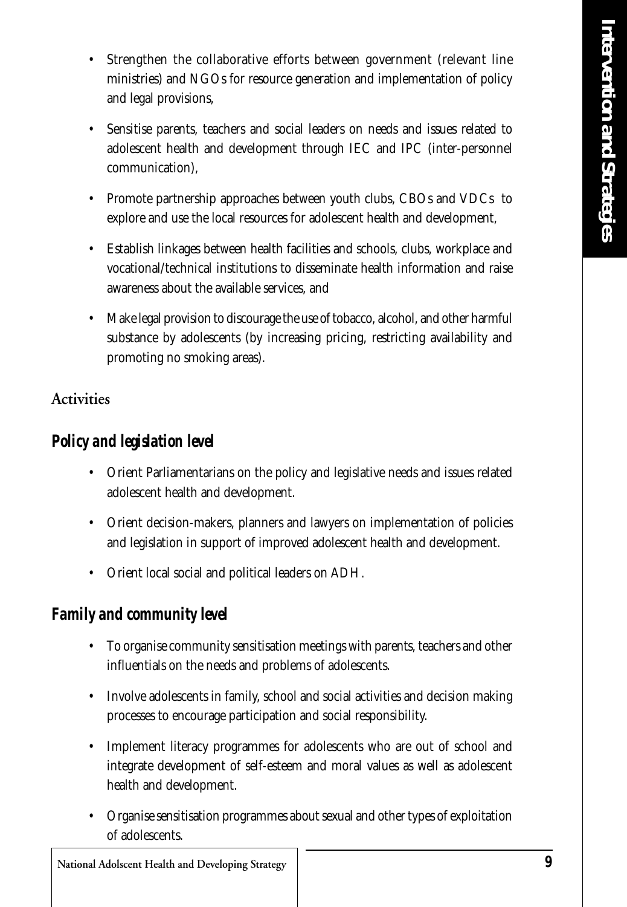- Strengthen the collaborative efforts between government (relevant line ministries) and NGOs for resource generation and implementation of policy and legal provisions,
- Sensitise parents, teachers and social leaders on needs and issues related to adolescent health and development through IEC and IPC (inter-personnel communication),
- Promote partnership approaches between youth clubs, CBOs and VDCs to explore and use the local resources for adolescent health and development,
- Establish linkages between health facilities and schools, clubs, workplace and vocational/technical institutions to disseminate health information and raise awareness about the available services, and
- Make legal provision to discourage the use of tobacco, alcohol, and other harmful substance by adolescents (by increasing pricing, restricting availability and promoting no smoking areas).

## Activities

### *Policy and legislation level*

- Orient Parliamentarians on the policy and legislative needs and issues related adolescent health and development.
- Orient decision-makers, planners and lawyers on implementation of policies and legislation in support of improved adolescent health and development.
- Orient local social and political leaders on ADH.

### *Family and community level*

- To organise community sensitisation meetings with parents, teachers and other influentials on the needs and problems of adolescents.
- Involve adolescents in family, school and social activities and decision making processes to encourage participation and social responsibility.
- Implement literacy programmes for adolescents who are out of school and integrate development of self-esteem and moral values as well as adolescent health and development.
- Organise sensitisation programmes about sexual and other types of exploitation of adolescents.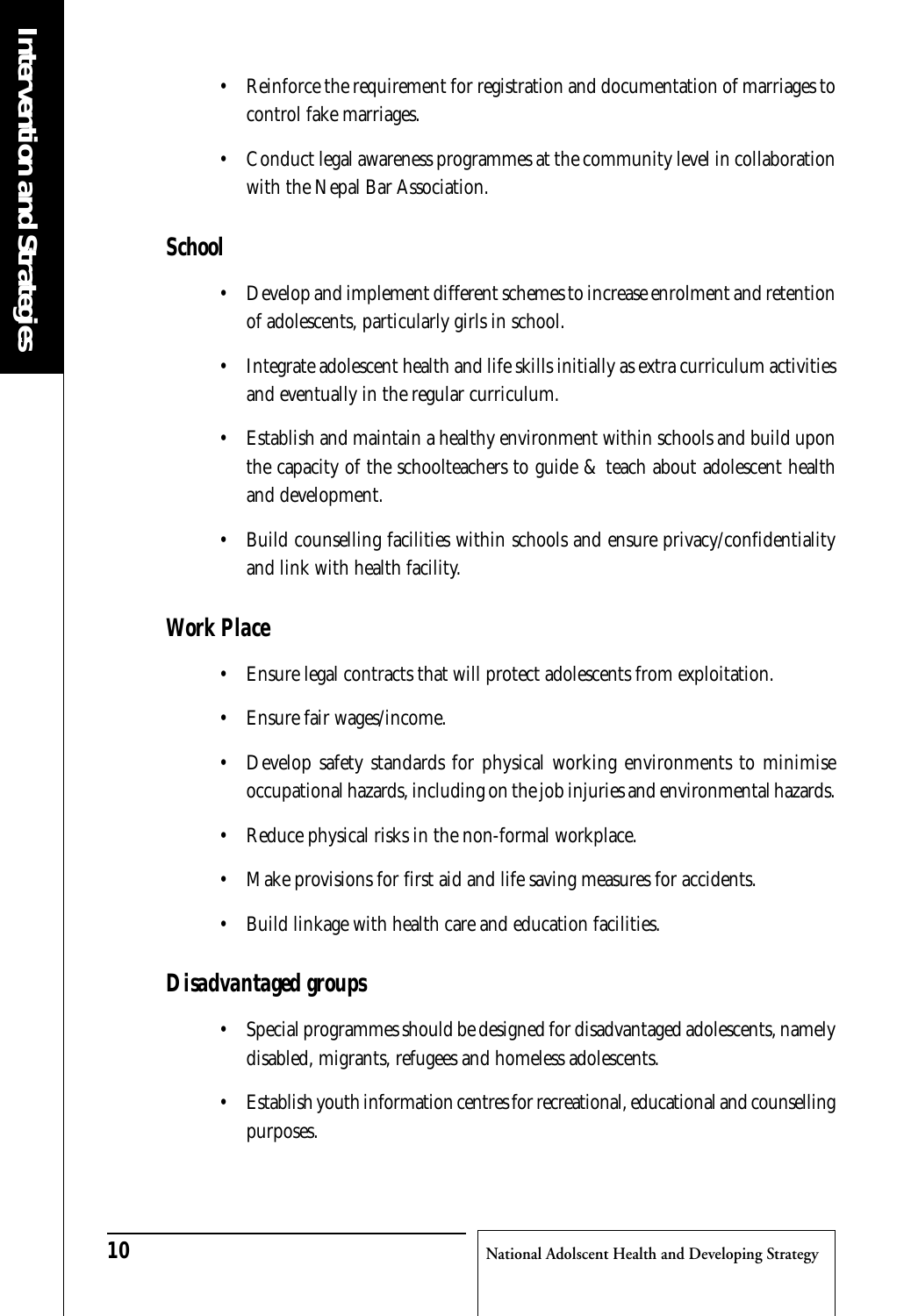- Reinforce the requirement for registration and documentation of marriages to control fake marriages.
- Conduct legal awareness programmes at the community level in collaboration with the Nepal Bar Association.

### *School*

- Develop and implement different schemes to increase enrolment and retention of adolescents, particularly girls in school.
- Integrate adolescent health and life skills initially as extra curriculum activities and eventually in the regular curriculum.
- Establish and maintain a healthy environment within schools and build upon the capacity of the schoolteachers to guide & teach about adolescent health and development.
- Build counselling facilities within schools and ensure privacy/confidentiality and link with health facility.

### *Work Place*

- Ensure legal contracts that will protect adolescents from exploitation.
- Ensure fair wages/income.
- Develop safety standards for physical working environments to minimise occupational hazards, including on the job injuries and environmental hazards.
- Reduce physical risks in the non-formal workplace.
- Make provisions for first aid and life saving measures for accidents.
- Build linkage with health care and education facilities.

### *Disadvantaged groups*

- Special programmes should be designed for disadvantaged adolescents, namely disabled, migrants, refugees and homeless adolescents.
- Establish youth information centres for recreational, educational and counselling purposes.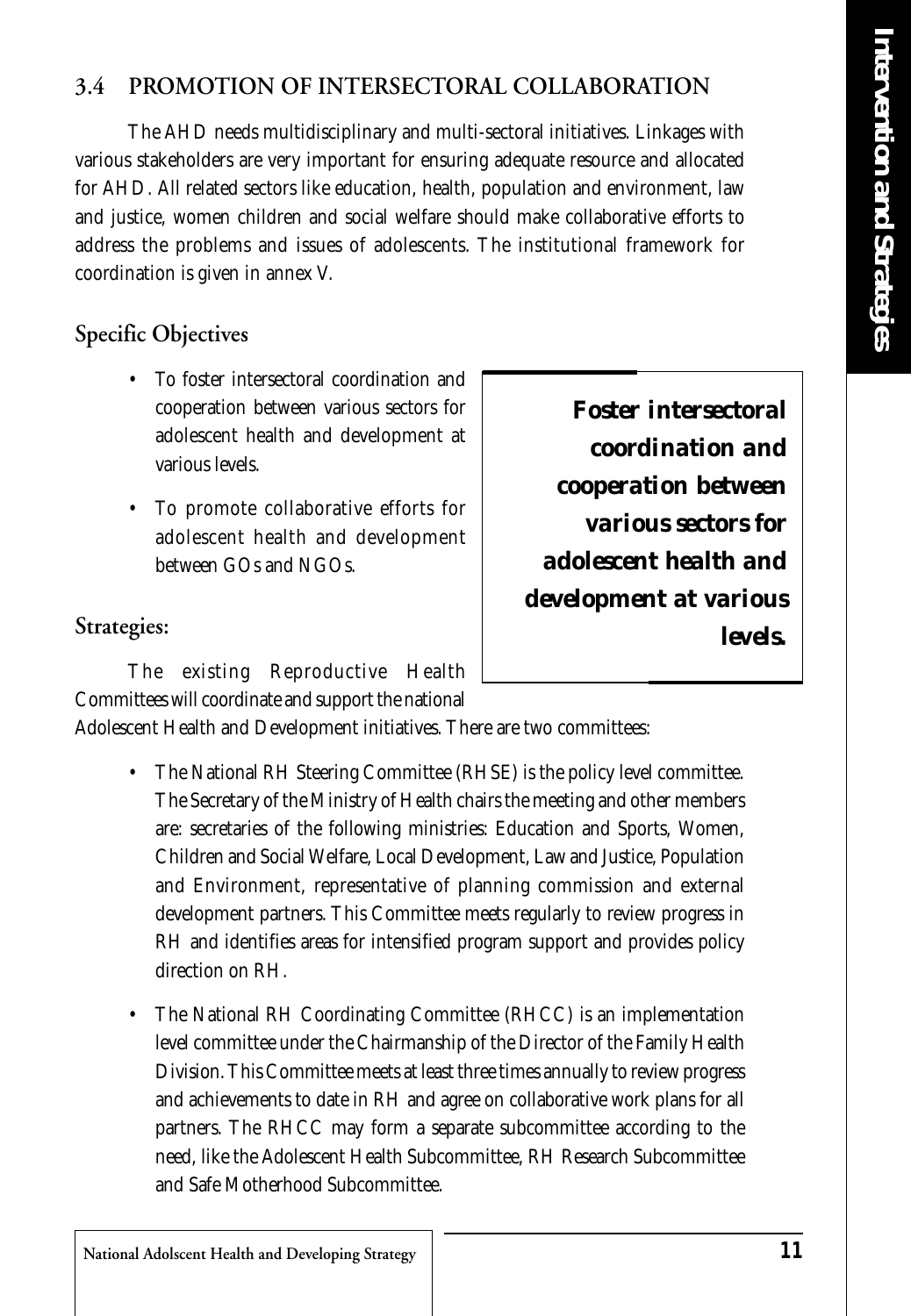## 3.4 PROMOTION OF INTERSECTORAL COLLABORATION

The AHD needs multidisciplinary and multi-sectoral initiatives. Linkages with various stakeholders are very important for ensuring adequate resource and allocated for AHD. All related sectors like education, health, population and environment, law and justice, women children and social welfare should make collaborative efforts to address the problems and issues of adolescents. The institutional framework for coordination is given in annex V.

### Specific Objectives

- To foster intersectoral coordination and cooperation between various sectors for adolescent health and development at various levels.
- To promote collaborative efforts for adolescent health and development between GOs and NGOs.

***Foster intersectoral coordination and cooperation between various sectors for adolescent health and development at various levels.***

### Strategies:

The existing Reproductive Health Committees will coordinate and support the national Adolescent Health and Development initiatives. There are two committees:

- The National RH Steering Committee (RHSE) is the policy level committee. The Secretary of the Ministry of Health chairs the meeting and other members are: secretaries of the following ministries: Education and Sports, Women, Children and Social Welfare, Local Development, Law and Justice, Population and Environment, representative of planning commission and external development partners. This Committee meets regularly to review progress in RH and identifies areas for intensified program support and provides policy direction on RH.
- The National RH Coordinating Committee (RHCC) is an implementation level committee under the Chairmanship of the Director of the Family Health Division. This Committee meets at least three times annually to review progress and achievements to date in RH and agree on collaborative work plans for all partners. The RHCC may form a separate subcommittee according to the need, like the Adolescent Health Subcommittee, RH Research Subcommittee and Safe Motherhood Subcommittee.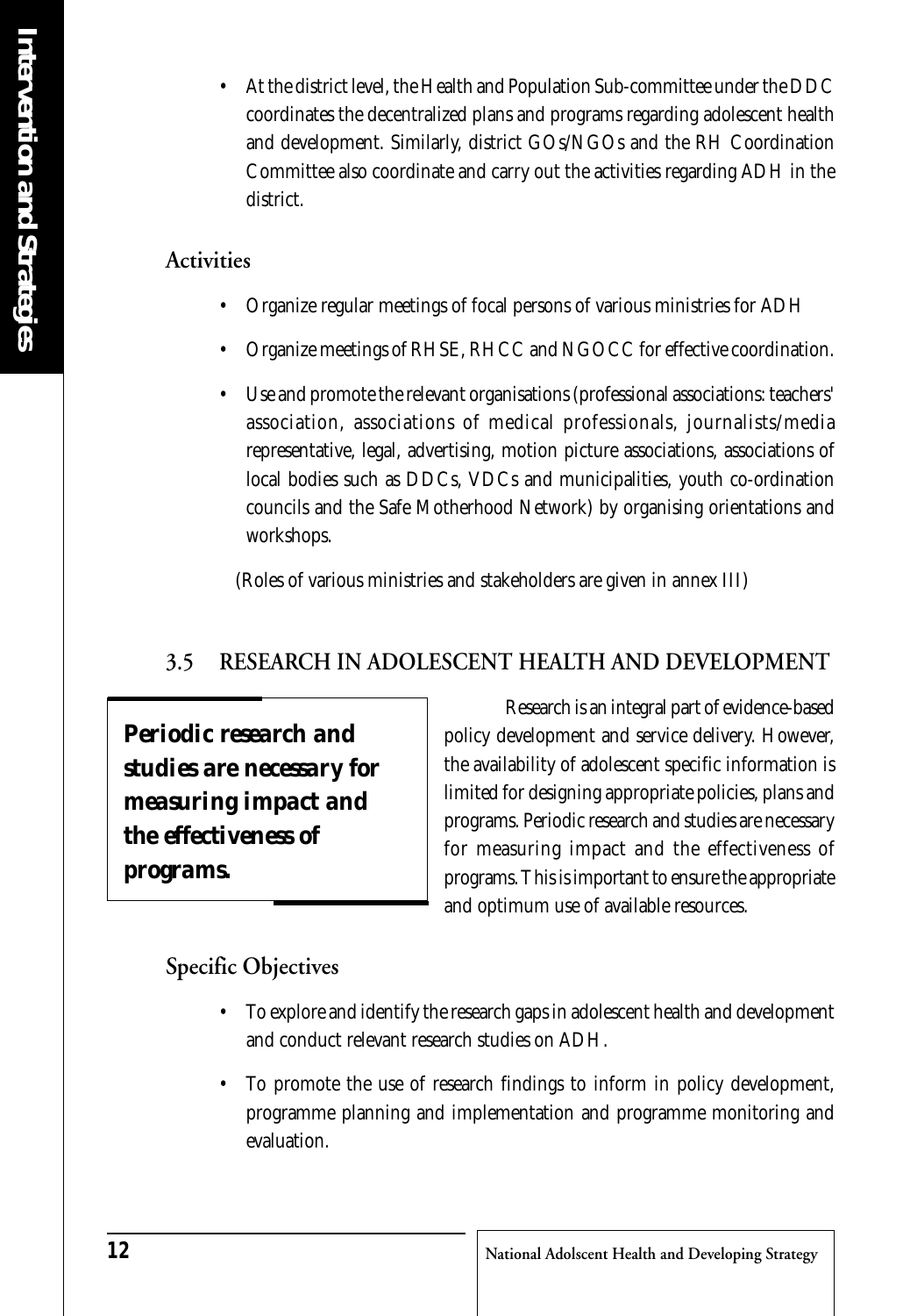- At the district level, the Health and Population Sub-committee under the DDC coordinates the decentralized plans and programs regarding adolescent health and development. Similarly, district GOs/NGOs and the RH Coordination Committee also coordinate and carry out the activities regarding ADH in the district.

### Activities

- Organize regular meetings of focal persons of various ministries for ADH
- Organize meetings of RHSE, RHCC and NGOCC for effective coordination.
- Use and promote the relevant organisations (professional associations: teachers' association, associations of medical professionals, journalists/media representative, legal, advertising, motion picture associations, associations of local bodies such as DDCs, VDCs and municipalities, youth co-ordination councils and the Safe Motherhood Network) by organising orientations and workshops.

(Roles of various ministries and stakeholders are given in annex III)

## 3.5 RESEARCH IN ADOLESCENT HEALTH AND DEVELOPMENT

> ***Periodic research and studies are necessary for measuring impact and the effectiveness of programs.***

Research is an integral part of evidence-based policy development and service delivery. However, the availability of adolescent specific information is limited for designing appropriate policies, plans and programs. Periodic research and studies are necessary for measuring impact and the effectiveness of programs. This is important to ensure the appropriate and optimum use of available resources.

### Specific Objectives

- To explore and identify the research gaps in adolescent health and development and conduct relevant research studies on ADH.
- To promote the use of research findings to inform in policy development, programme planning and implementation and programme monitoring and evaluation.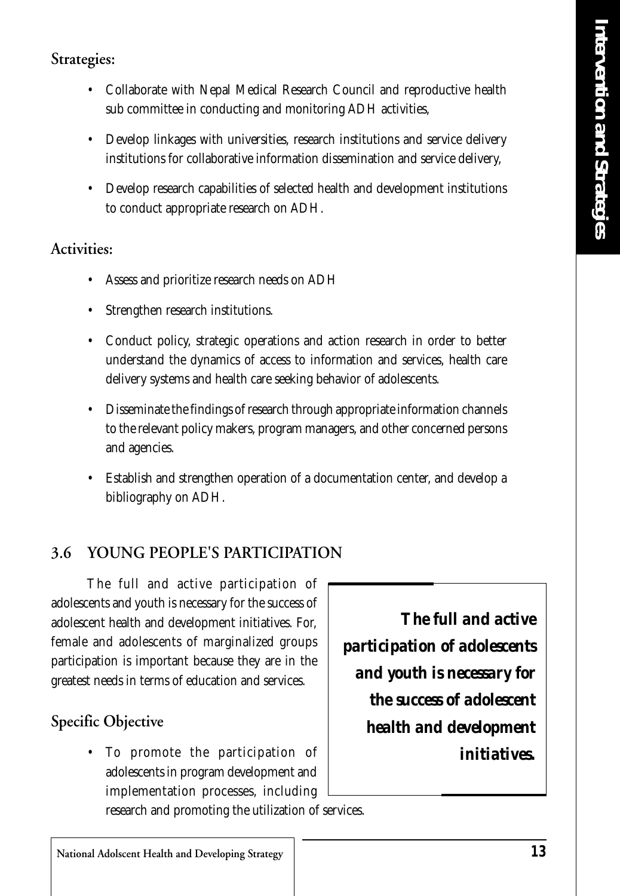### Strategies:

- Collaborate with Nepal Medical Research Council and reproductive health sub committee in conducting and monitoring ADH activities,
- Develop linkages with universities, research institutions and service delivery institutions for collaborative information dissemination and service delivery,
- Develop research capabilities of selected health and development institutions to conduct appropriate research on ADH.

### Activities:

- Assess and prioritize research needs on ADH
- Strengthen research institutions.
- Conduct policy, strategic operations and action research in order to better understand the dynamics of access to information and services, health care delivery systems and health care seeking behavior of adolescents.
- Disseminate the findings of research through appropriate information channels to the relevant policy makers, program managers, and other concerned persons and agencies.
- Establish and strengthen operation of a documentation center, and develop a bibliography on ADH.

## 3.6 YOUNG PEOPLE'S PARTICIPATION

The full and active participation of adolescents and youth is necessary for the success of adolescent health and development initiatives. For, female and adolescents of marginalized groups participation is important because they are in the greatest needs in terms of education and services.

> ***The full and active participation of adolescents and youth is necessary for the success of adolescent health and development initiatives.***

### Specific Objective

- To promote the participation of adolescents in program development and implementation processes, including research and promoting the utilization of services.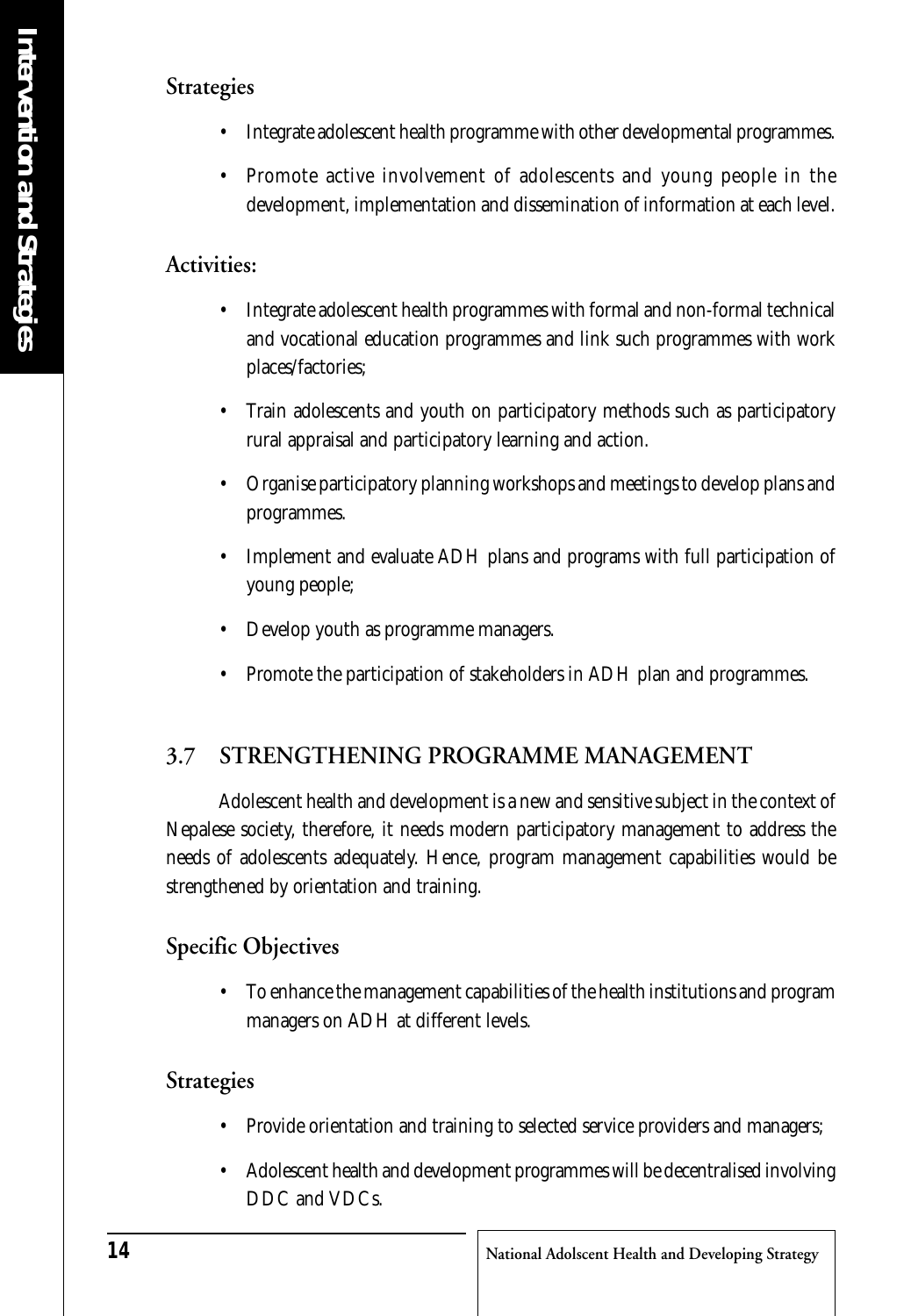### Strategies

- Integrate adolescent health programme with other developmental programmes.
- Promote active involvement of adolescents and young people in the development, implementation and dissemination of information at each level.

### Activities:

- Integrate adolescent health programmes with formal and non-formal technical and vocational education programmes and link such programmes with work places/factories;
- Train adolescents and youth on participatory methods such as participatory rural appraisal and participatory learning and action.
- Organise participatory planning workshops and meetings to develop plans and programmes.
- Implement and evaluate ADH plans and programs with full participation of young people;
- Develop youth as programme managers.
- Promote the participation of stakeholders in ADH plan and programmes.

## 3.7 STRENGTHENING PROGRAMME MANAGEMENT

Adolescent health and development is a new and sensitive subject in the context of Nepalese society, therefore, it needs modern participatory management to address the needs of adolescents adequately. Hence, program management capabilities would be strengthened by orientation and training.

### Specific Objectives

- To enhance the management capabilities of the health institutions and program managers on ADH at different levels.

### Strategies

- Provide orientation and training to selected service providers and managers;
- Adolescent health and development programmes will be decentralised involving DDC and VDCs.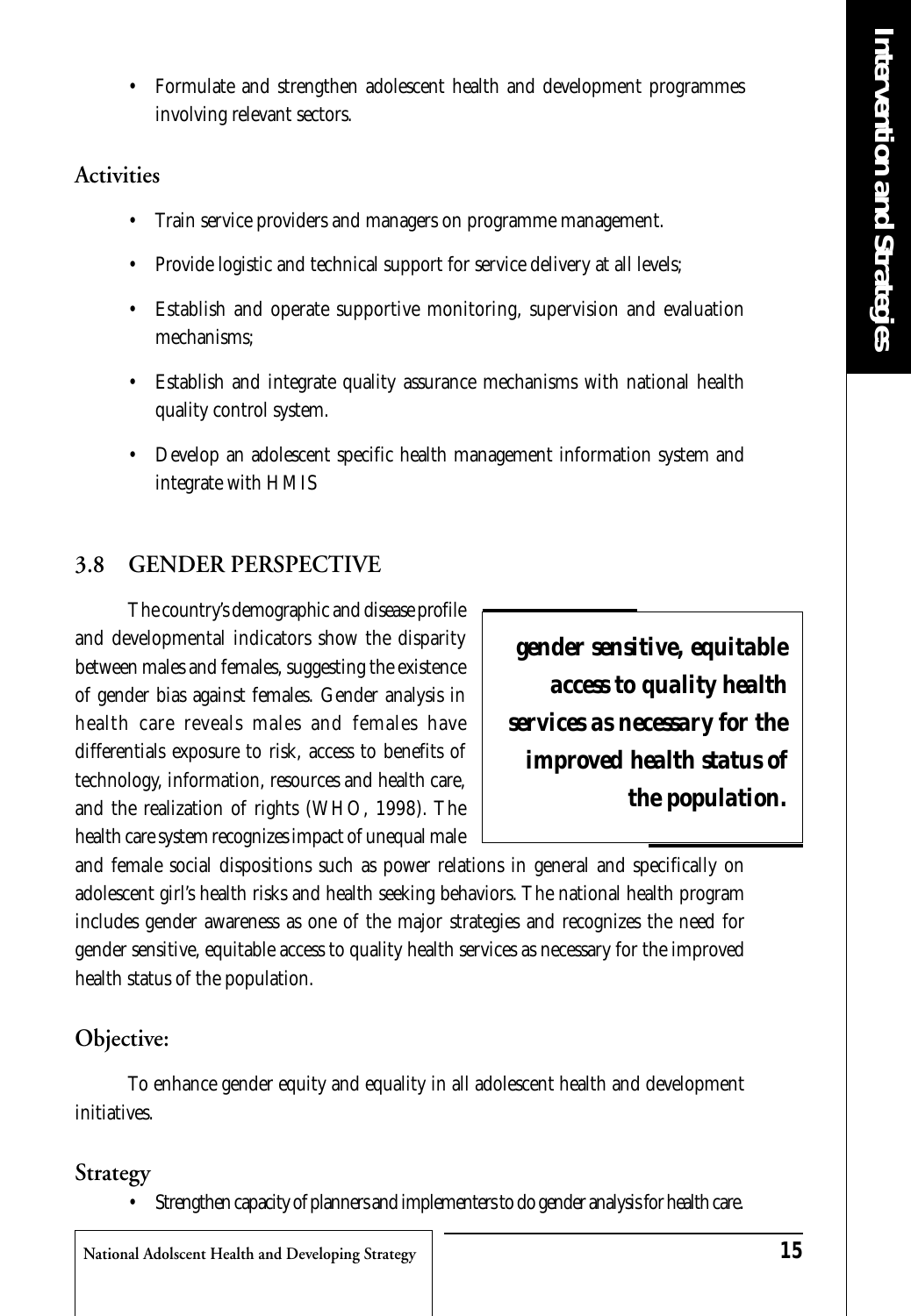- Formulate and strengthen adolescent health and development programmes involving relevant sectors.

### Activities

- Train service providers and managers on programme management.
- Provide logistic and technical support for service delivery at all levels;
- Establish and operate supportive monitoring, supervision and evaluation mechanisms;
- Establish and integrate quality assurance mechanisms with national health quality control system.
- Develop an adolescent specific health management information system and integrate with HMIS

## 3.8 GENDER PERSPECTIVE

The country's demographic and disease profile and developmental indicators show the disparity between males and females, suggesting the existence of gender bias against females. Gender analysis in health care reveals males and females have differentials exposure to risk, access to benefits of technology, information, resources and health care, and the realization of rights (WHO, 1998). The health care system recognizes impact of unequal male and female social dispositions such as power relations in general and specifically on adolescent girl's health risks and health seeking behaviors. The national health program includes gender awareness as one of the major strategies and recognizes the need for gender sensitive, equitable access to quality health services as necessary for the improved health status of the population.

> ***gender sensitive, equitable access to quality health services as necessary for the improved health status of the population.***

### Objective:

To enhance gender equity and equality in all adolescent health and development initiatives.

### Strategy

- Strengthen capacity of planners and implementers to do gender analysis for health care.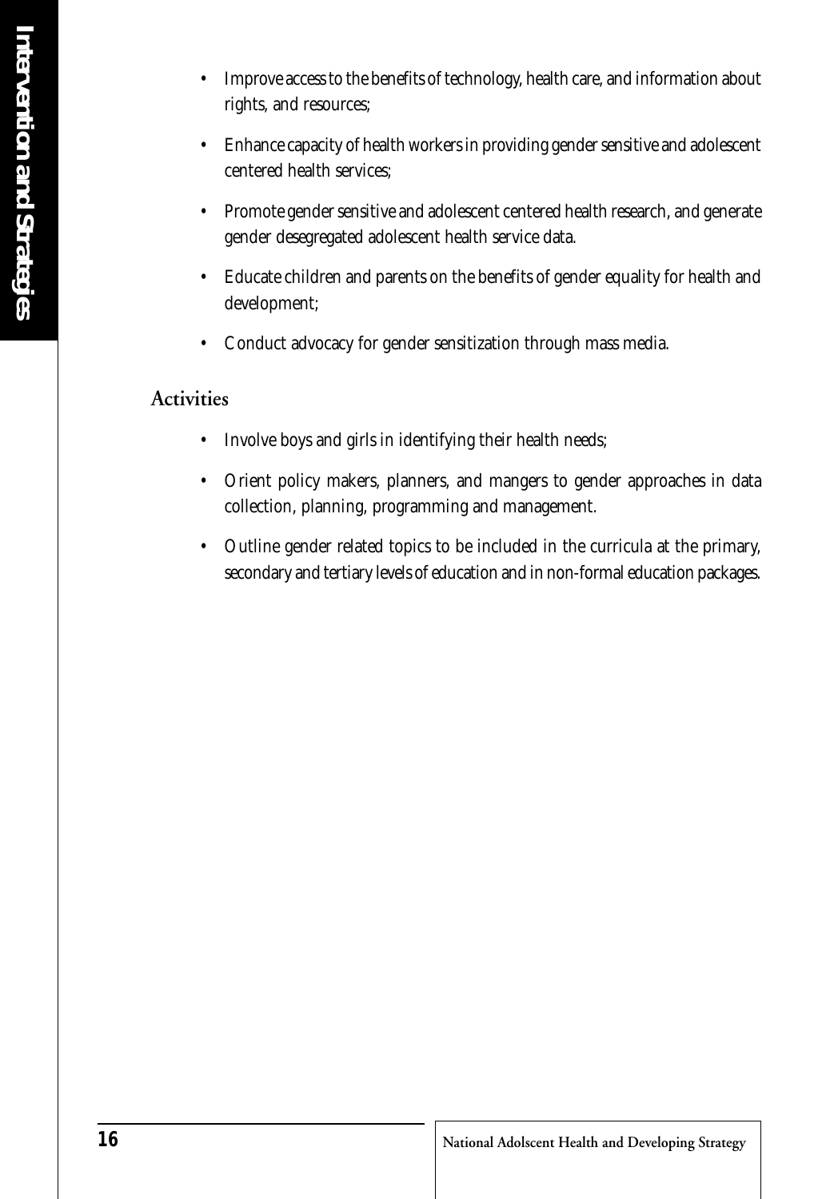- Improve access to the benefits of technology, health care, and information about rights, and resources;
- Enhance capacity of health workers in providing gender sensitive and adolescent centered health services;
- Promote gender sensitive and adolescent centered health research, and generate gender desegregated adolescent health service data.
- Educate children and parents on the benefits of gender equality for health and development;
- Conduct advocacy for gender sensitization through mass media.

### Activities

- Involve boys and girls in identifying their health needs;
- Orient policy makers, planners, and mangers to gender approaches in data collection, planning, programming and management.
- Outline gender related topics to be included in the curricula at the primary, secondary and tertiary levels of education and in non-formal education packages.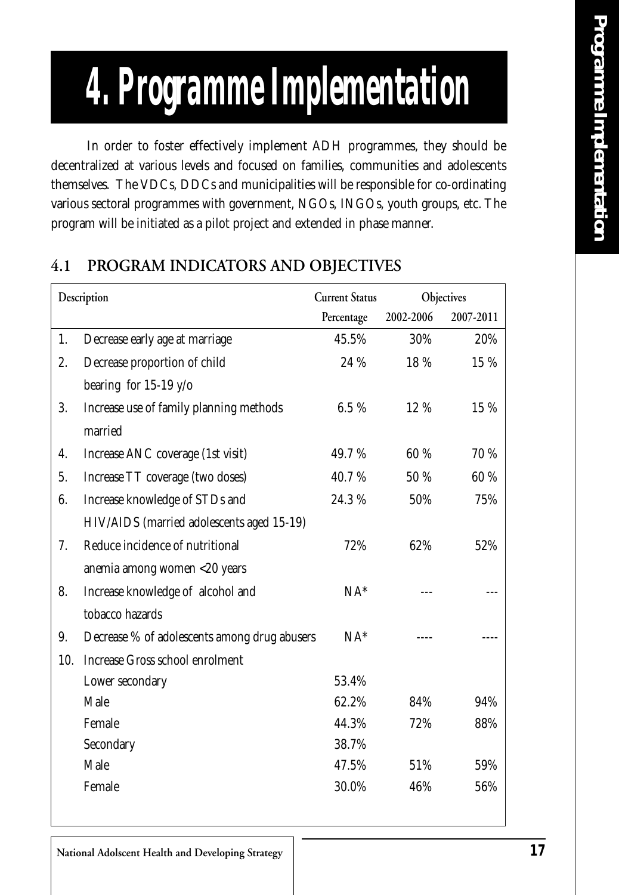# 4. Programme Implementation

In order to foster effectively implement ADH programmes, they should be decentralized at various levels and focused on families, communities and adolescents themselves. The VDCs, DDCs and municipalities will be responsible for co-ordinating various sectoral programmes with government, NGOs, INGOs, youth groups, etc. The program will be initiated as a pilot project and extended in phase manner.

## 4.1 PROGRAM INDICATORS AND OBJECTIVES

| | Description | Current Status | Objectives | |
|---|---|---|---|---|
| | | Percentage | 2002-2006 | 2007-2011 |
| 1. | Decrease early age at marriage | 45.5% | 30% | 20% |
| 2. | Decrease proportion of child bearing for 15-19 y/o | 24 % | 18 % | 15 % |
| 3. | Increase use of family planning methods married | 6.5 % | 12 % | 15 % |
| 4. | Increase ANC coverage (1st visit) | 49.7 % | 60 % | 70 % |
| 5. | Increase TT coverage (two doses) | 40.7 % | 50 % | 60 % |
| 6. | Increase knowledge of STDs and HIV/AIDS (married adolescents aged 15-19) | 24.3 % | 50% | 75% |
| 7. | Reduce incidence of nutritional anemia among women <20 years | 72% | 62% | 52% |
| 8. | Increase knowledge of alcohol and tobacco hazards | NA* | --- | --- |
| 9. | Decrease % of adolescents among drug abusers | NA* | ---- | ---- |
| 10. | Increase Gross school enrolment | | | |
| | Lower secondary | 53.4% | | |
| | Male | 62.2% | 84% | 94% |
| | Female | 44.3% | 72% | 88% |
| | Secondary | 38.7% | | |
| | Male | 47.5% | 51% | 59% |
| | Female | 30.0% | 46% | 56% |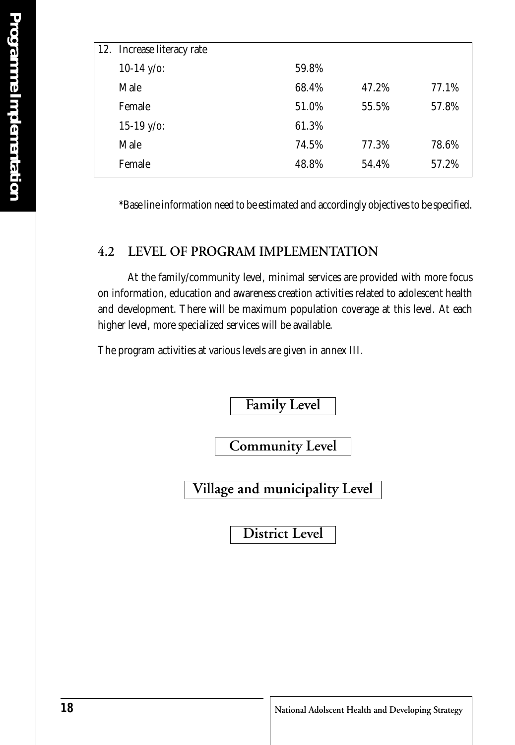| | | | |
|---|---|---|---|
| 12. Increase literacy rate | | | |
| 10-14 y/o: | 59.8% | | |
| Male | 68.4% | 47.2% | 77.1% |
| Female | 51.0% | 55.5% | 57.8% |
| 15-19 y/o: | 61.3% | | |
| Male | 74.5% | 77.3% | 78.6% |
| Female | 48.8% | 54.4% | 57.2% |

*Base line information need to be estimated and accordingly objectives to be specified.

## 4.2 LEVEL OF PROGRAM IMPLEMENTATION

At the family/community level, minimal services are provided with more focus on information, education and awareness creation activities related to adolescent health and development. There will be maximum population coverage at this level. At each higher level, more specialized services will be available.

The program activities at various levels are given in annex III.

Family Level

Community Level

Village and municipality Level

District Level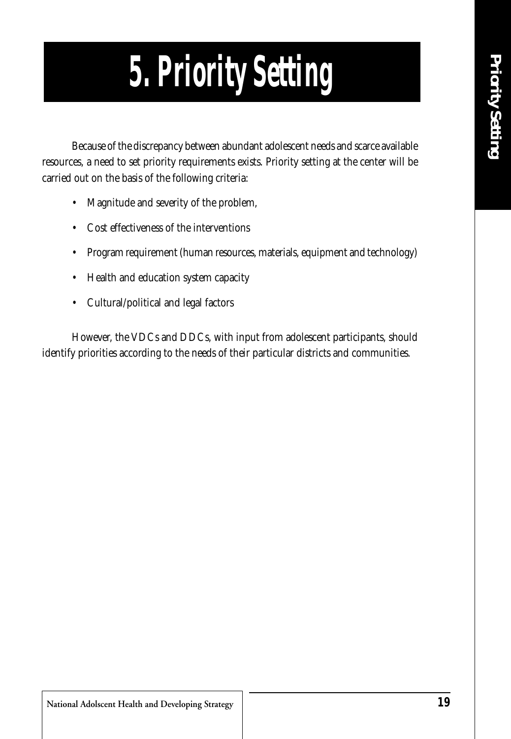# 5. Priority Setting

Because of the discrepancy between abundant adolescent needs and scarce available resources, a need to set priority requirements exists. Priority setting at the center will be carried out on the basis of the following criteria:

- Magnitude and severity of the problem,
- Cost effectiveness of the interventions
- Program requirement (human resources, materials, equipment and technology)
- Health and education system capacity
- Cultural/political and legal factors

However, the VDCs and DDCs, with input from adolescent participants, should identify priorities according to the needs of their particular districts and communities.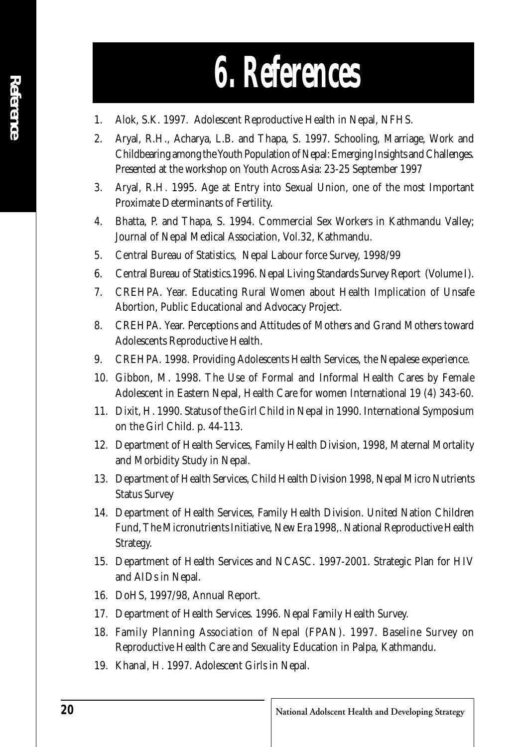# 6. References

1. Alok, S.K. 1997. Adolescent Reproductive Health in Nepal, NFHS.
2. Aryal, R.H., Acharya, L.B. and Thapa, S. 1997. Schooling, Marriage, Work and Childbearing among the Youth Population of Nepal: Emerging Insights and Challenges. Presented at the workshop on Youth Across Asia: 23-25 September 1997
3. Aryal, R.H. 1995. Age at Entry into Sexual Union, one of the most Important Proximate Determinants of Fertility.
4. Bhatta, P. and Thapa, S. 1994. Commercial Sex Workers in Kathmandu Valley; Journal of Nepal Medical Association, Vol.32, Kathmandu.
5. Central Bureau of Statistics, Nepal Labour force Survey, 1998/99
6. Central Bureau of Statistics.1996. Nepal Living Standards Survey Report (Volume I).
7. CREHPA. Year. Educating Rural Women about Health Implication of Unsafe Abortion, Public Educational and Advocacy Project.
8. CREHPA. Year. Perceptions and Attitudes of Mothers and Grand Mothers toward Adolescents Reproductive Health.
9. CREHPA. 1998. Providing Adolescents Health Services, the Nepalese experience.
10. Gibbon, M. 1998. The Use of Formal and Informal Health Cares by Female Adolescent in Eastern Nepal, Health Care for women International 19 (4) 343-60.
11. Dixit, H. 1990. Status of the Girl Child in Nepal in 1990. International Symposium on the Girl Child. p. 44-113.
12. Department of Health Services, Family Health Division, 1998, Maternal Mortality and Morbidity Study in Nepal.
13. Department of Health Services, Child Health Division 1998, Nepal Micro Nutrients Status Survey
14. Department of Health Services, Family Health Division. United Nation Children Fund, The Micronutrients Initiative, New Era 1998,. National Reproductive Health Strategy.
15. Department of Health Services and NCASC. 1997-2001. Strategic Plan for HIV and AIDs in Nepal.
16. DoHS, 1997/98, Annual Report.
17. Department of Health Services. 1996. Nepal Family Health Survey.
18. Family Planning Association of Nepal (FPAN). 1997. Baseline Survey on Reproductive Health Care and Sexuality Education in Palpa, Kathmandu.
19. Khanal, H. 1997. Adolescent Girls in Nepal.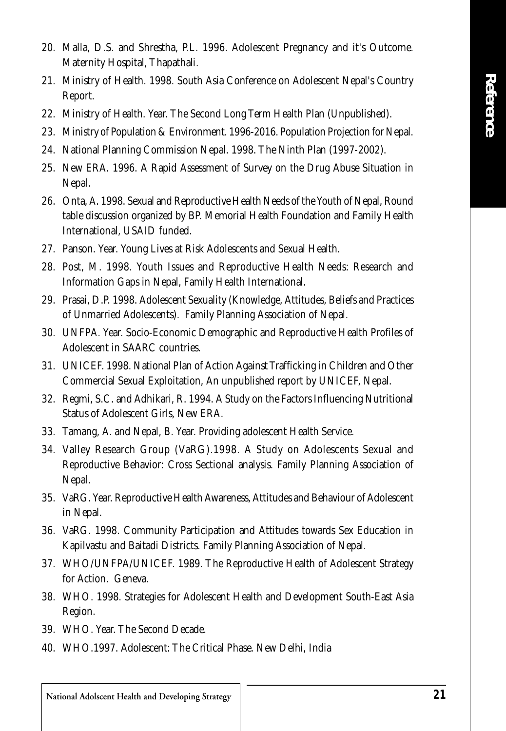20. Malla, D.S. and Shrestha, P.L. 1996. Adolescent Pregnancy and it's Outcome. Maternity Hospital, Thapathali.
21. Ministry of Health. 1998. South Asia Conference on Adolescent Nepal's Country Report.
22. Ministry of Health. Year. The Second Long Term Health Plan (Unpublished).
23. Ministry of Population & Environment. 1996-2016. Population Projection for Nepal.
24. National Planning Commission Nepal. 1998. The Ninth Plan (1997-2002).
25. New ERA. 1996. A Rapid Assessment of Survey on the Drug Abuse Situation in Nepal.
26. Onta, A. 1998. Sexual and Reproductive Health Needs of the Youth of Nepal, Round table discussion organized by BP. Memorial Health Foundation and Family Health International, USAID funded.
27. Panson. Year. Young Lives at Risk Adolescents and Sexual Health.
28. Post, M. 1998. Youth Issues and Reproductive Health Needs: Research and Information Gaps in Nepal, Family Health International.
29. Prasai, D.P. 1998. Adolescent Sexuality (Knowledge, Attitudes, Beliefs and Practices of Unmarried Adolescents). Family Planning Association of Nepal.
30. UNFPA. Year. Socio-Economic Demographic and Reproductive Health Profiles of Adolescent in SAARC countries.
31. UNICEF. 1998. National Plan of Action Against Trafficking in Children and Other Commercial Sexual Exploitation, An unpublished report by UNICEF, Nepal.
32. Regmi, S.C. and Adhikari, R. 1994. A Study on the Factors Influencing Nutritional Status of Adolescent Girls, New ERA.
33. Tamang, A. and Nepal, B. Year. Providing adolescent Health Service.
34. Valley Research Group (VaRG).1998. A Study on Adolescents Sexual and Reproductive Behavior: Cross Sectional analysis. Family Planning Association of Nepal.
35. VaRG. Year. Reproductive Health Awareness, Attitudes and Behaviour of Adolescent in Nepal.
36. VaRG. 1998. Community Participation and Attitudes towards Sex Education in Kapilvastu and Baitadi Districts. Family Planning Association of Nepal.
37. WHO/UNFPA/UNICEF. 1989. The Reproductive Health of Adolescent Strategy for Action. Geneva.
38. WHO. 1998. Strategies for Adolescent Health and Development South-East Asia Region.
39. WHO. Year. The Second Decade.
40. WHO.1997. Adolescent: The Critical Phase. New Delhi, India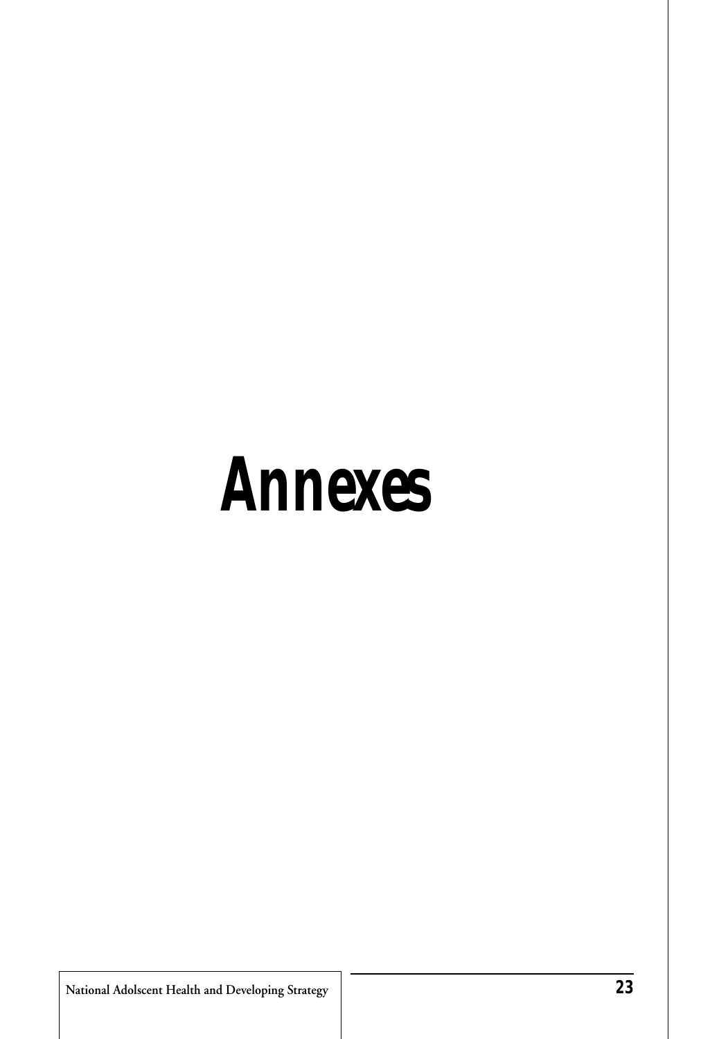# Annexes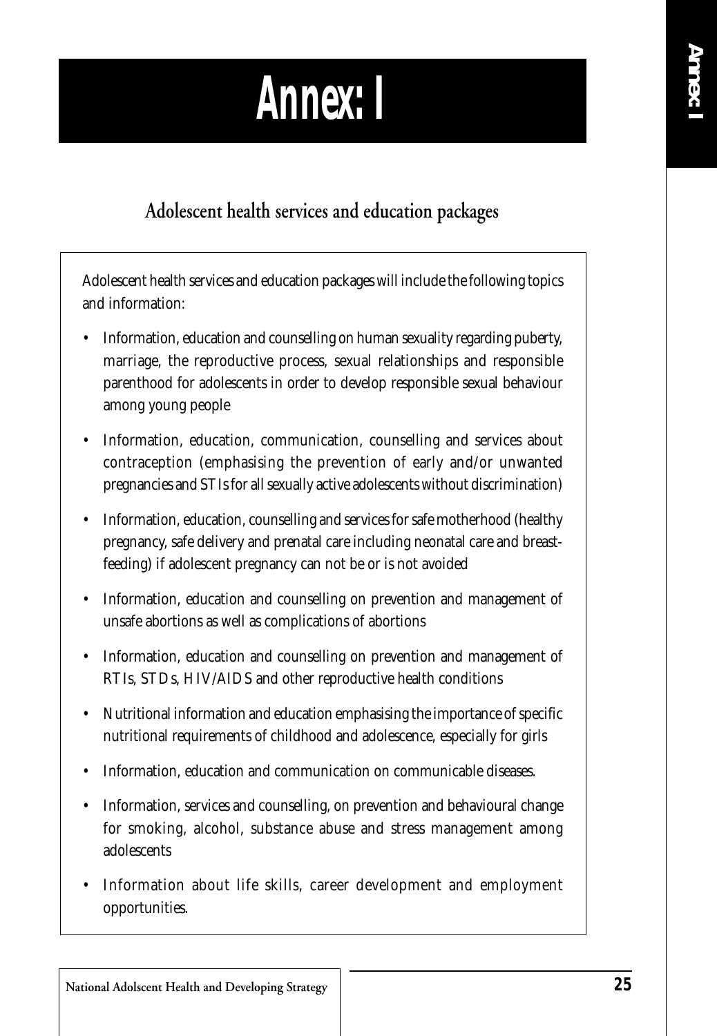# Annex: I

## Adolescent health services and education packages

Adolescent health services and education packages will include the following topics and information:

- Information, education and counselling on human sexuality regarding puberty, marriage, the reproductive process, sexual relationships and responsible parenthood for adolescents in order to develop responsible sexual behaviour among young people
- Information, education, communication, counselling and services about contraception (emphasising the prevention of early and/or unwanted pregnancies and STIs for all sexually active adolescents without discrimination)
- Information, education, counselling and services for safe motherhood (healthy pregnancy, safe delivery and prenatal care including neonatal care and breast-feeding) if adolescent pregnancy can not be or is not avoided
- Information, education and counselling on prevention and management of unsafe abortions as well as complications of abortions
- Information, education and counselling on prevention and management of RTIs, STDs, HIV/AIDS and other reproductive health conditions
- Nutritional information and education emphasising the importance of specific nutritional requirements of childhood and adolescence, especially for girls
- Information, education and communication on communicable diseases.
- Information, services and counselling, on prevention and behavioural change for smoking, alcohol, substance abuse and stress management among adolescents
- Information about life skills, career development and employment opportunities.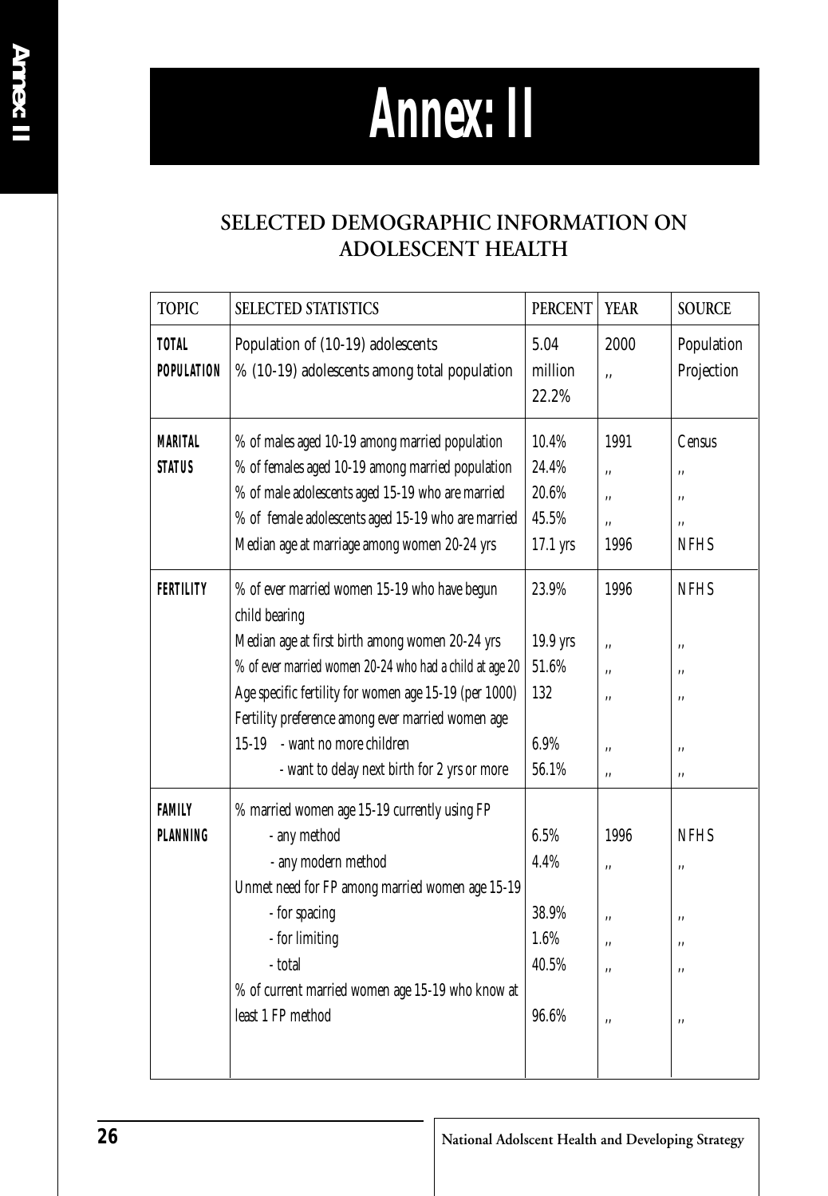# Annex: II

## SELECTED DEMOGRAPHIC INFORMATION ON ADOLESCENT HEALTH

| TOPIC | SELECTED STATISTICS | PERCENT | YEAR | SOURCE |
|---|---|---|---|---|
| **TOTAL POPULATION** | Population of (10-19) adolescents | 5.04 million | 2000 | Population Projection |
| | % (10-19) adolescents among total population | 22.2% | ,, | |
| **MARITAL STATUS** | % of males aged 10-19 among married population | 10.4% | 1991 | Census |
| | % of females aged 10-19 among married population | 24.4% | ,, | ,, |
| | % of male adolescents aged 15-19 who are married | 20.6% | ,, | ,, |
| | % of female adolescents aged 15-19 who are married | 45.5% | ,, | ,, |
| | Median age at marriage among women 20-24 yrs | 17.1 yrs | 1996 | NFHS |
| **FERTILITY** | % of ever married women 15-19 who have begun child bearing | 23.9% | 1996 | NFHS |
| | Median age at first birth among women 20-24 yrs | 19.9 yrs | ,, | ,, |
| | % of ever married women 20-24 who had a child at age 20 | 51.6% | ,, | ,, |
| | Age specific fertility for women age 15-19 (per 1000) | 132 | ,, | ,, |
| | Fertility preference among ever married women age 15-19 - want no more children | 6.9% | ,, | ,, |
| | - want to delay next birth for 2 yrs or more | 56.1% | ,, | ,, |
| **FAMILY PLANNING** | % married women age 15-19 currently using FP | | | |
| | - any method | 6.5% | 1996 | NFHS |
| | - any modern method | 4.4% | ,, | ,, |
| | Unmet need for FP among married women age 15-19 | | | |
| | - for spacing | 38.9% | ,, | ,, |
| | - for limiting | 1.6% | ,, | ,, |
| | - total | 40.5% | ,, | ,, |
| | % of current married women age 15-19 who know at least 1 FP method | 96.6% | ,, | ,, |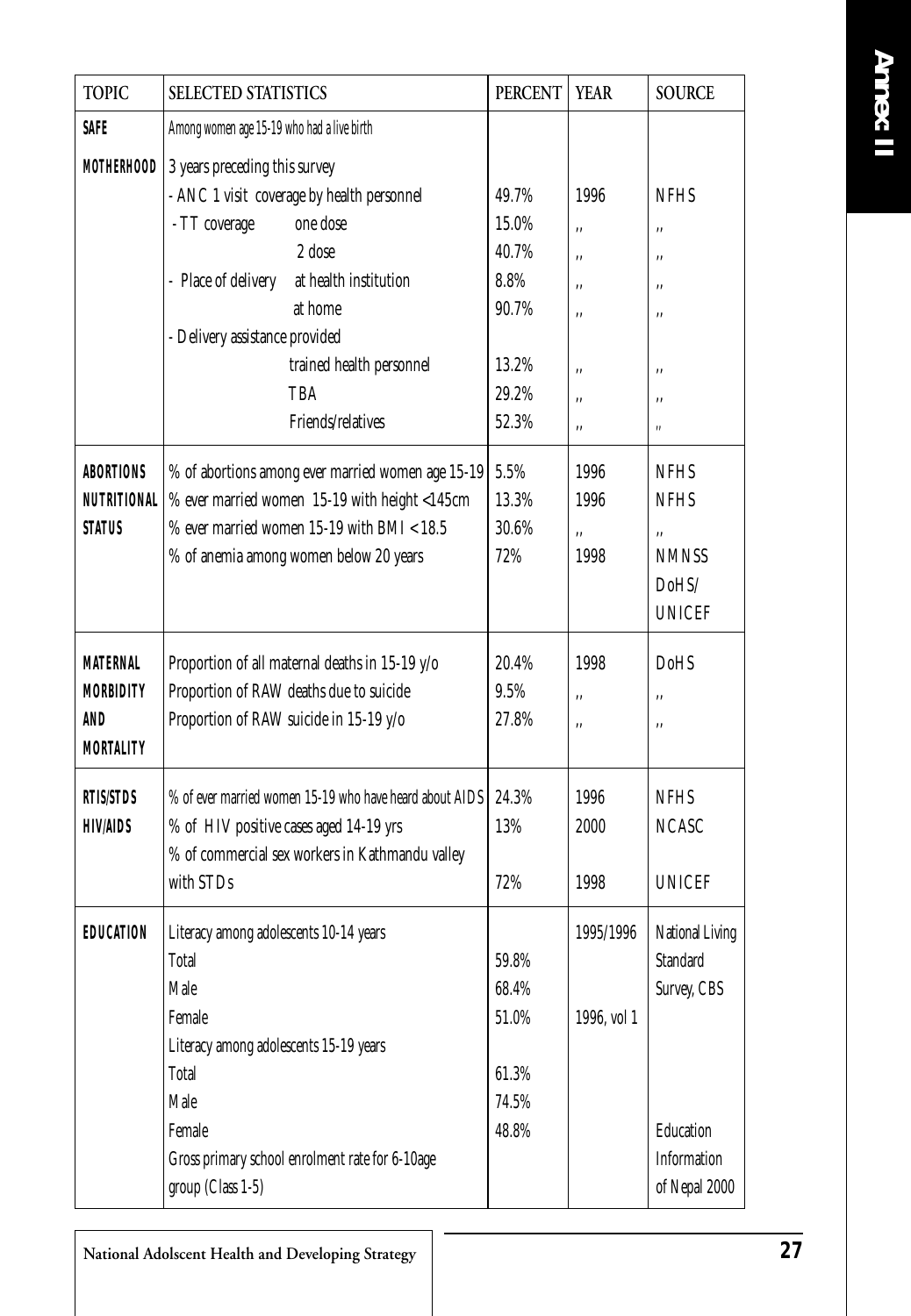| TOPIC | SELECTED STATISTICS | PERCENT | YEAR | SOURCE |
|---|---|---|---|---|
| **SAFE MOTHERHOOD** | Among women age 15-19 who had a live birth 3 years preceding this survey | | | |
| | - ANC 1 visit coverage by health personnel | 49.7% | 1996 | NFHS |
| | - TT coverage one dose | 15.0% | ,, | ,, |
| | 2 dose | 40.7% | ,, | ,, |
| | - Place of delivery at health institution | 8.8% | ,, | ,, |
| | at home | 90.7% | ,, | ,, |
| | - Delivery assistance provided | | | |
| | trained health personnel | 13.2% | ,, | ,, |
| | TBA | 29.2% | ,, | ,, |
| | Friends/relatives | 52.3% | ,, | ,, |
| **ABORTIONS** | % of abortions among ever married women age 15-19 | 5.5% | 1996 | NFHS |
| **NUTRITIONAL STATUS** | % ever married women 15-19 with height <145cm | 13.3% | 1996 | NFHS |
| | % ever married women 15-19 with BMI < 18.5 | 30.6% | ,, | ,, |
| | % of anemia among women below 20 years | 72% | 1998 | NMNSS DoHS/ UNICEF |
| **MATERNAL MORBIDITY AND MORTALITY** | Proportion of all maternal deaths in 15-19 y/o | 20.4% | 1998 | DoHS |
| | Proportion of RAW deaths due to suicide | 9.5% | ,, | ,, |
| | Proportion of RAW suicide in 15-19 y/o | 27.8% | ,, | ,, |
| **RTIS/STDS HIV/AIDS** | % of ever married women 15-19 who have heard about AIDS | 24.3% | 1996 | NFHS |
| | % of HIV positive cases aged 14-19 yrs | 13% | 2000 | NCASC |
| | % of commercial sex workers in Kathmandu valley with STDs | 72% | 1998 | UNICEF |
| **EDUCATION** | Literacy among adolescents 10-14 years | | 1995/1996 | National Living Standard Survey, CBS |
| | Total | 59.8% | | |
| | Male | 68.4% | | |
| | Female | 51.0% | 1996, vol 1 | |
| | Literacy among adolescents 15-19 years | | | |
| | Total | 61.3% | | |
| | Male | 74.5% | | |
| | Female | 48.8% | | |
| | Gross primary school enrolment rate for 6-10age group (Class 1-5) | | | Education Information of Nepal 2000 |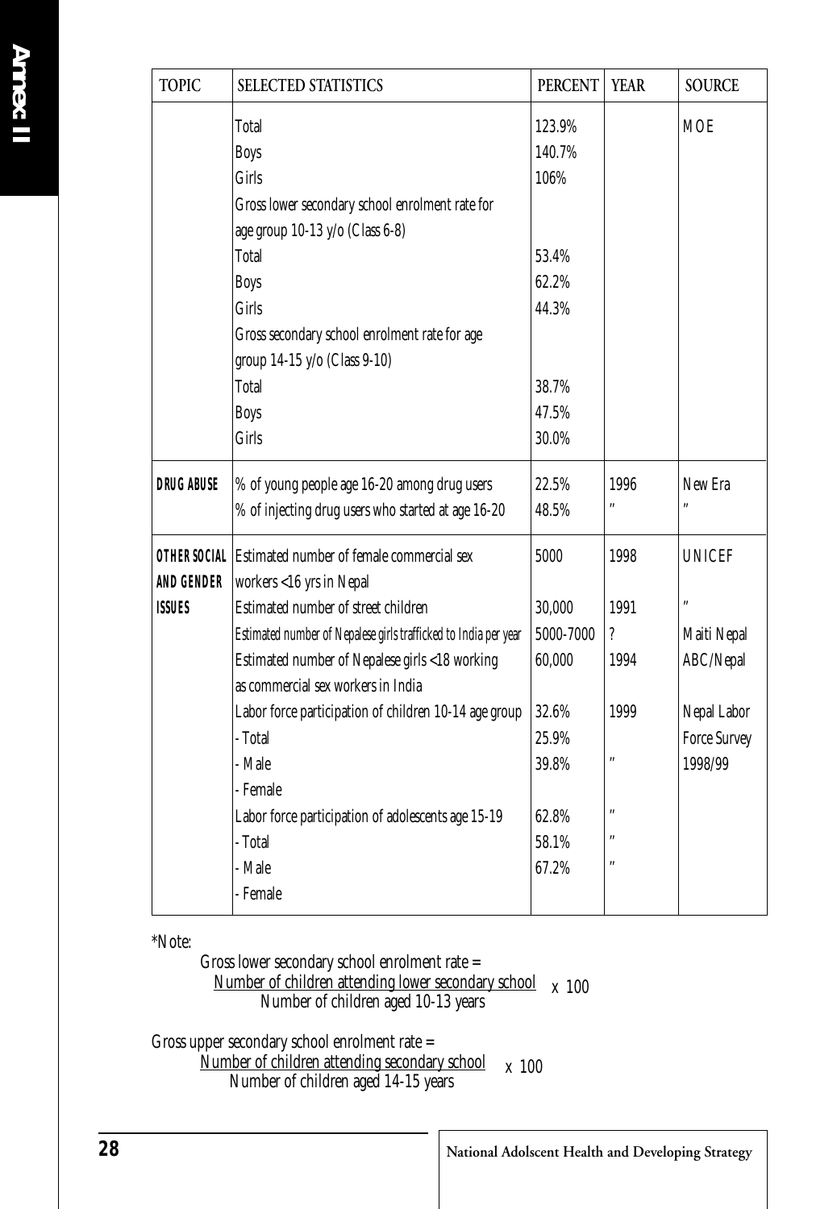| TOPIC | SELECTED STATISTICS | PERCENT | YEAR | SOURCE |
|---|---|---|---|---|
| | Total | 123.9% | | MOE |
| | Boys | 140.7% | | |
| | Girls | 106% | | |
| | Gross lower secondary school enrolment rate for age group 10-13 y/o (Class 6-8) | | | |
| | Total | 53.4% | | |
| | Boys | 62.2% | | |
| | Girls | 44.3% | | |
| | Gross secondary school enrolment rate for age group 14-15 y/o (Class 9-10) | | | |
| | Total | 38.7% | | |
| | Boys | 47.5% | | |
| | Girls | 30.0% | | |
| **DRUG ABUSE** | % of young people age 16-20 among drug users | 22.5% | 1996 | New Era |
| | % of injecting drug users who started at age 16-20 | 48.5% | " | " |
| **OTHER SOCIAL AND GENDER ISSUES** | Estimated number of female commercial sex workers <16 yrs in Nepal | 5000 | 1998 | UNICEF |
| | Estimated number of street children | 30,000 | 1991 | " |
| | *Estimated number of Nepalese girls trafficked to India per year* | 5000-7000 | ? | Maiti Nepal |
| | Estimated number of Nepalese girls <18 working as commercial sex workers in India | 60,000 | 1994 | ABC/Nepal |
| | Labor force participation of children 10-14 age group | 32.6% | 1999 | Nepal Labor Force Survey 1998/99 |
| | - Total | 25.9% | | |
| | - Male | 39.8% | " | |
| | - Female | | | |
| | Labor force participation of adolescents age 15-19 | 62.8% | " | |
| | - Total | 58.1% | " | |
| | - Male | 67.2% | " | |
| | - Female | | | |

*Note:

Gross lower secondary school enrolment rate =

$$\frac{\text{Number of children attending lower secondary school}}{\text{Number of children aged 10-13 years}} \times 100$$

Gross upper secondary school enrolment rate =

$$\frac{\text{Number of children attending secondary school}}{\text{Number of children aged 14-15 years}} \times 100$$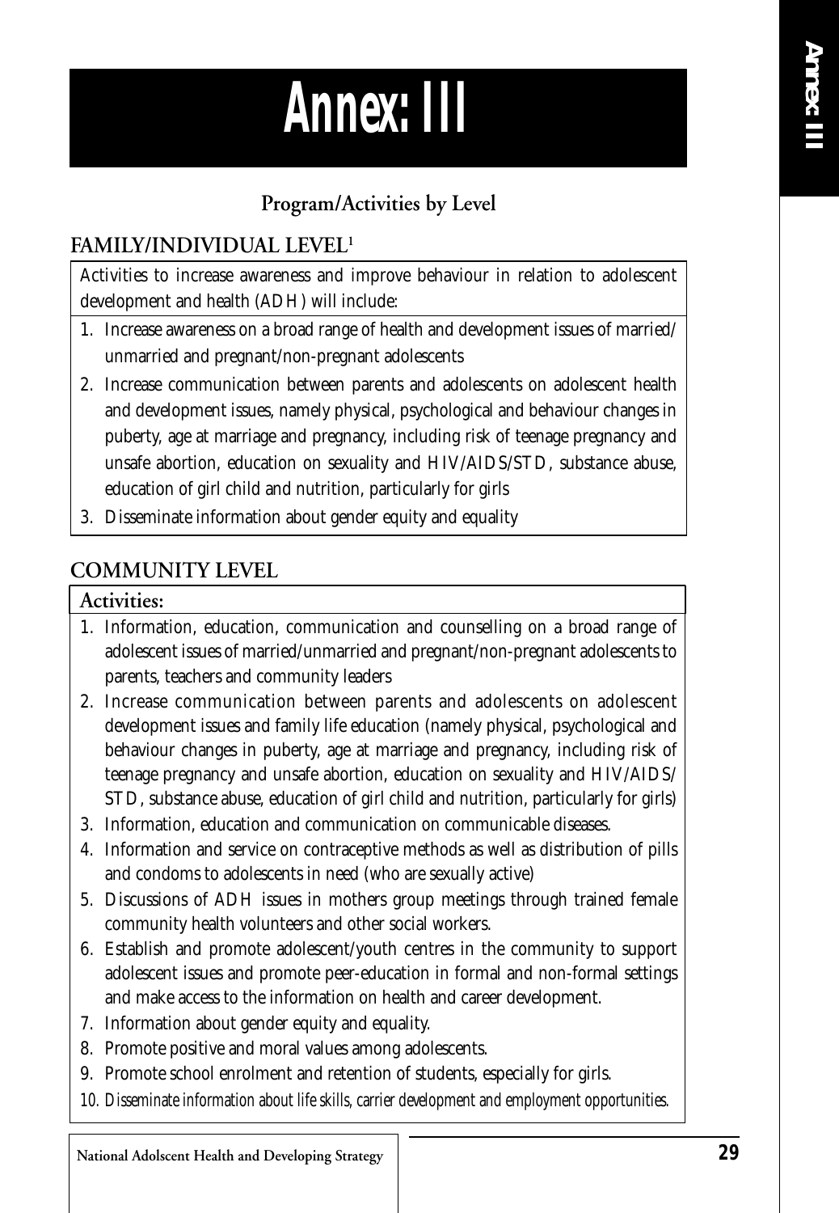# Annex: III

## Program/Activities by Level

### FAMILY/INDIVIDUAL LEVEL[1]

Activities to increase awareness and improve behaviour in relation to adolescent development and health (ADH) will include:

1. Increase awareness on a broad range of health and development issues of married/unmarried and pregnant/non-pregnant adolescents
2. Increase communication between parents and adolescents on adolescent health and development issues, namely physical, psychological and behaviour changes in puberty, age at marriage and pregnancy, including risk of teenage pregnancy and unsafe abortion, education on sexuality and HIV/AIDS/STD, substance abuse, education of girl child and nutrition, particularly for girls
3. Disseminate information about gender equity and equality

### COMMUNITY LEVEL

**Activities:**

1. Information, education, communication and counselling on a broad range of adolescent issues of married/unmarried and pregnant/non-pregnant adolescents to parents, teachers and community leaders
2. Increase communication between parents and adolescents on adolescent development issues and family life education (namely physical, psychological and behaviour changes in puberty, age at marriage and pregnancy, including risk of teenage pregnancy and unsafe abortion, education on sexuality and HIV/AIDS/STD, substance abuse, education of girl child and nutrition, particularly for girls)
3. Information, education and communication on communicable diseases.
4. Information and service on contraceptive methods as well as distribution of pills and condoms to adolescents in need (who are sexually active)
5. Discussions of ADH issues in mothers group meetings through trained female community health volunteers and other social workers.
6. Establish and promote adolescent/youth centres in the community to support adolescent issues and promote peer-education in formal and non-formal settings and make access to the information on health and career development.
7. Information about gender equity and equality.
8. Promote positive and moral values among adolescents.
9. Promote school enrolment and retention of students, especially for girls.
10. *Disseminate information about life skills, carrier development and employment opportunities.*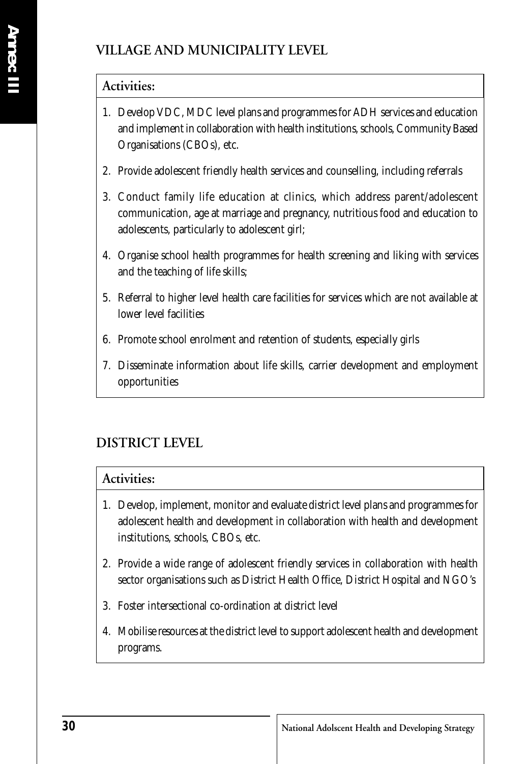## VILLAGE AND MUNICIPALITY LEVEL

**Activities:**

1. Develop VDC, MDC level plans and programmes for ADH services and education and implement in collaboration with health institutions, schools, Community Based Organisations (CBOs), etc.
2. Provide adolescent friendly health services and counselling, including referrals
3. Conduct family life education at clinics, which address parent/adolescent communication, age at marriage and pregnancy, nutritious food and education to adolescents, particularly to adolescent girl;
4. Organise school health programmes for health screening and liking with services and the teaching of life skills;
5. Referral to higher level health care facilities for services which are not available at lower level facilities
6. Promote school enrolment and retention of students, especially girls
7. Disseminate information about life skills, carrier development and employment opportunities

## DISTRICT LEVEL

**Activities:**

1. Develop, implement, monitor and evaluate district level plans and programmes for adolescent health and development in collaboration with health and development institutions, schools, CBOs, etc.
2. Provide a wide range of adolescent friendly services in collaboration with health sector organisations such as District Health Office, District Hospital and NGO's
3. Foster intersectional co-ordination at district level
4. Mobilise resources at the district level to support adolescent health and development programs.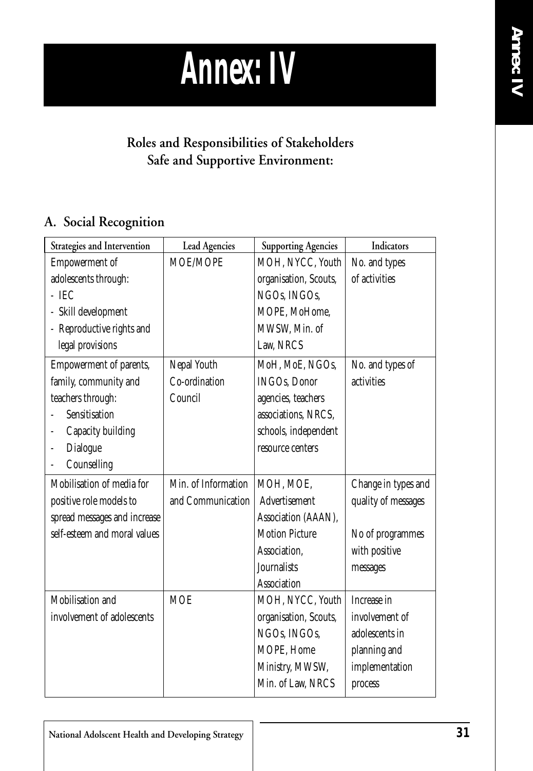# Annex: IV

## Roles and Responsibilities of Stakeholders
## Safe and Supportive Environment:

### A. Social Recognition

| Strategies and Intervention | Lead Agencies | Supporting Agencies | Indicators |
|---|---|---|---|
| Empowerment of adolescents through:<br>- IEC<br>- Skill development<br>- Reproductive rights and legal provisions | MOE/MOPE | MOH, NYCC, Youth organisation, Scouts, NGOs, INGOs, MOPE, MoHome, MWSW, Min. of Law, NRCS | No. and types of activities |
| Empowerment of parents, family, community and teachers through:<br>- Sensitisation<br>- Capacity building<br>- Dialogue<br>- Counselling | Nepal Youth Co-ordination Council | MoH, MoE, NGOs, INGOs, Donor agencies, teachers associations, NRCS, schools, independent resource centers | No. and types of activities |
| Mobilisation of media for positive role models to spread messages and increase self-esteem and moral values | Min. of Information and Communication | MOH, MOE, Advertisement Association (AAAN), Motion Picture Association, Journalists Association | Change in types and quality of messages<br><br>No of programmes with positive messages |
| Mobilisation and involvement of adolescents | MOE | MOH, NYCC, Youth organisation, Scouts, NGOs, INGOs, MOPE, Home Ministry, MWSW, Min. of Law, NRCS | Increase in involvement of adolescents in planning and implementation process |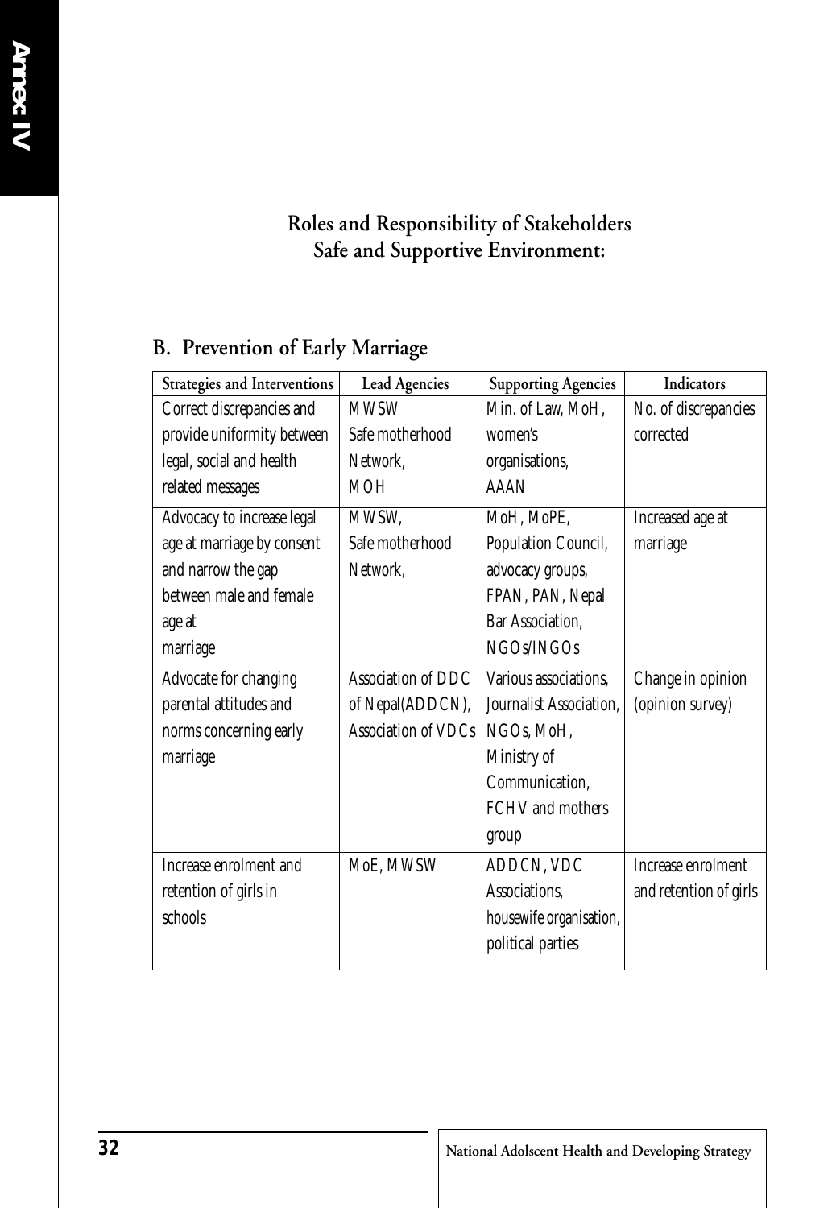## Roles and Responsibility of Stakeholders
## Safe and Supportive Environment:

### B. Prevention of Early Marriage

| Strategies and Interventions | Lead Agencies | Supporting Agencies | Indicators |
|---|---|---|---|
| Correct discrepancies and provide uniformity between legal, social and health related messages | MWSW Safe motherhood Network, MOH | Min. of Law, MoH, women's organisations, AAAN | No. of discrepancies corrected |
| Advocacy to increase legal age at marriage by consent and narrow the gap between male and female age at marriage | MWSW, Safe motherhood Network, | MoH, MoPE, Population Council, advocacy groups, FPAN, PAN, Nepal Bar Association, NGOs/INGOs | Increased age at marriage |
| Advocate for changing parental attitudes and norms concerning early marriage | Association of DDC of Nepal(ADDCN), Association of VDCs | Various associations, Journalist Association, NGOs, MoH, Ministry of Communication, FCHV and mothers group | Change in opinion (opinion survey) |
| Increase enrolment and retention of girls in schools | MoE, MWSW | ADDCN, VDC Associations, housewife organisation, political parties | Increase enrolment and retention of girls |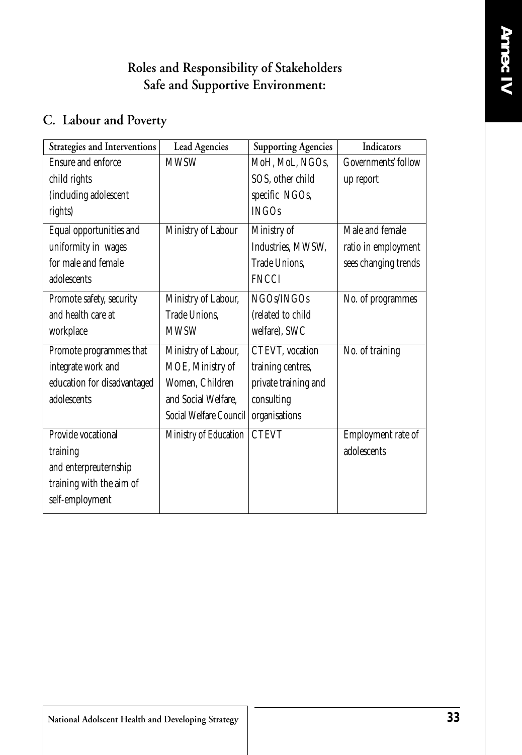## Roles and Responsibility of Stakeholders
## Safe and Supportive Environment:

### C. Labour and Poverty

| Strategies and Interventions | Lead Agencies | Supporting Agencies | Indicators |
|---|---|---|---|
| Ensure and enforce child rights (including adolescent rights) | MWSW | MoH, MoL, NGOs, SOS, other child specific NGOs, INGOs | Governments' follow up report |
| Equal opportunities and uniformity in wages for male and female adolescents | Ministry of Labour | Ministry of Industries, MWSW, Trade Unions, FNCCI | Male and female ratio in employment sees changing trends |
| Promote safety, security and health care at workplace | Ministry of Labour, Trade Unions, MWSW | NGOs/INGOs (related to child welfare), SWC | No. of programmes |
| Promote programmes that integrate work and education for disadvantaged adolescents | Ministry of Labour, MOE, Ministry of Women, Children and Social Welfare, Social Welfare Council | CTEVT, vocation training centres, private training and consulting organisations | No. of training |
| Provide vocational training and enterpreuternship training with the aim of self-employment | Ministry of Education | CTEVT | Employment rate of adolescents |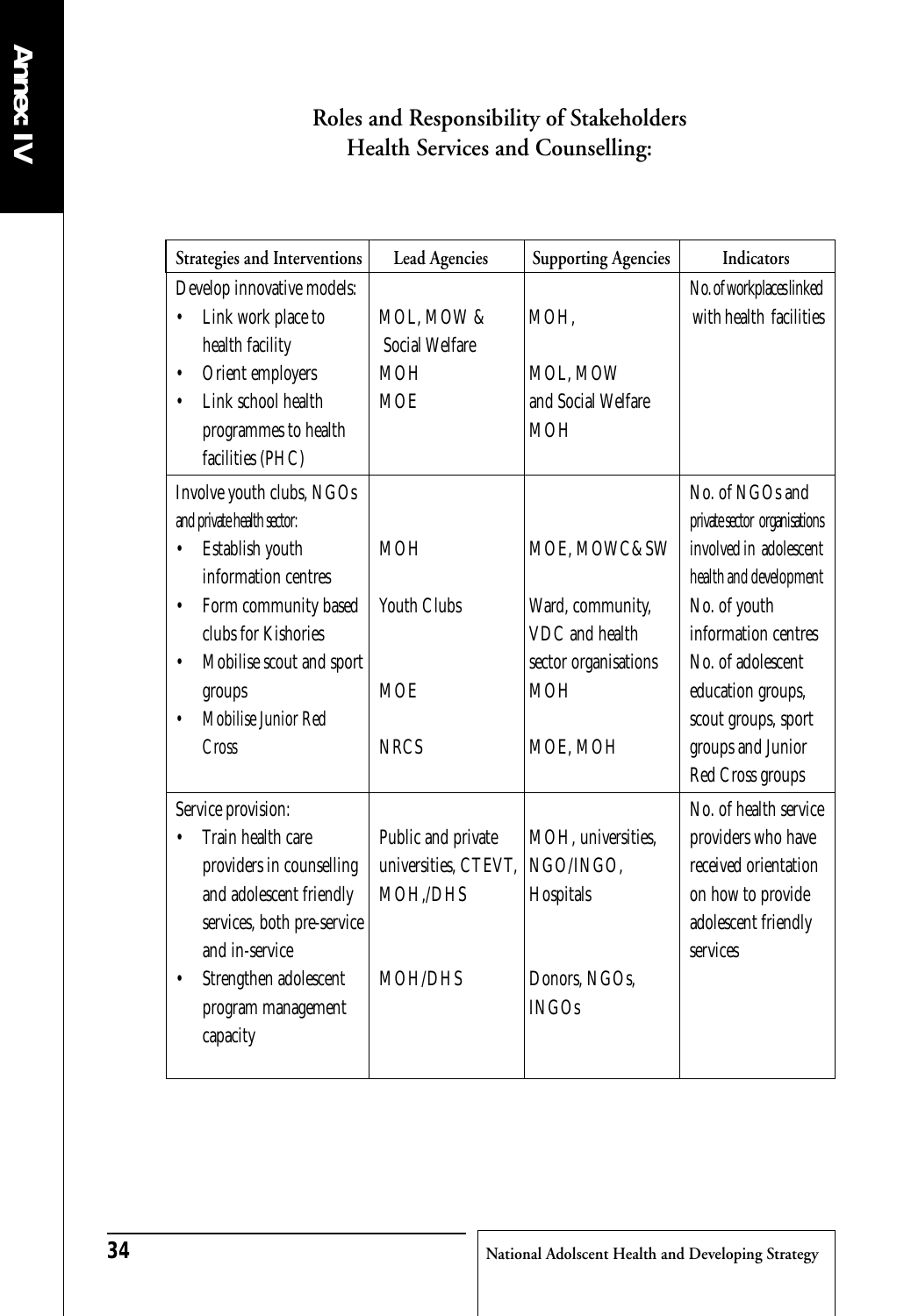## Roles and Responsibility of Stakeholders
## Health Services and Counselling:

| Strategies and Interventions | Lead Agencies | Supporting Agencies | Indicators |
|---|---|---|---|
| Develop innovative models:<br>• Link work place to health facility<br>• Orient employers<br>• Link school health programmes to health facilities (PHC) | <br>MOL, MOW & Social Welfare<br>MOH<br>MOE | <br>MOH,<br><br>MOL, MOW and Social Welfare<br>MOH | No. of workplaces linked with health facilities |
| Involve youth clubs, NGOs and private health sector:<br>• Establish youth information centres<br>• Form community based clubs for Kishories<br>• Mobilise scout and sport groups<br>• Mobilise Junior Red Cross | <br>MOH<br><br>Youth Clubs<br><br>MOE<br><br>NRCS | <br>MOE, MOWC& SW<br><br>Ward, community, VDC and health sector organisations<br>MOH<br><br>MOE, MOH | No. of NGOs and private sector organisations involved in adolescent health and development<br>No. of youth information centres<br>No. of adolescent education groups, scout groups, sport groups and Junior Red Cross groups |
| Service provision:<br>• Train health care providers in counselling and adolescent friendly services, both pre-service and in-service<br>• Strengthen adolescent program management capacity | <br>Public and private universities, CTEVT, MOH,/DHS<br><br>MOH/DHS | <br>MOH, universities, NGO/INGO, Hospitals<br><br>Donors, NGOs, INGOs | No. of health service providers who have received orientation on how to provide adolescent friendly services |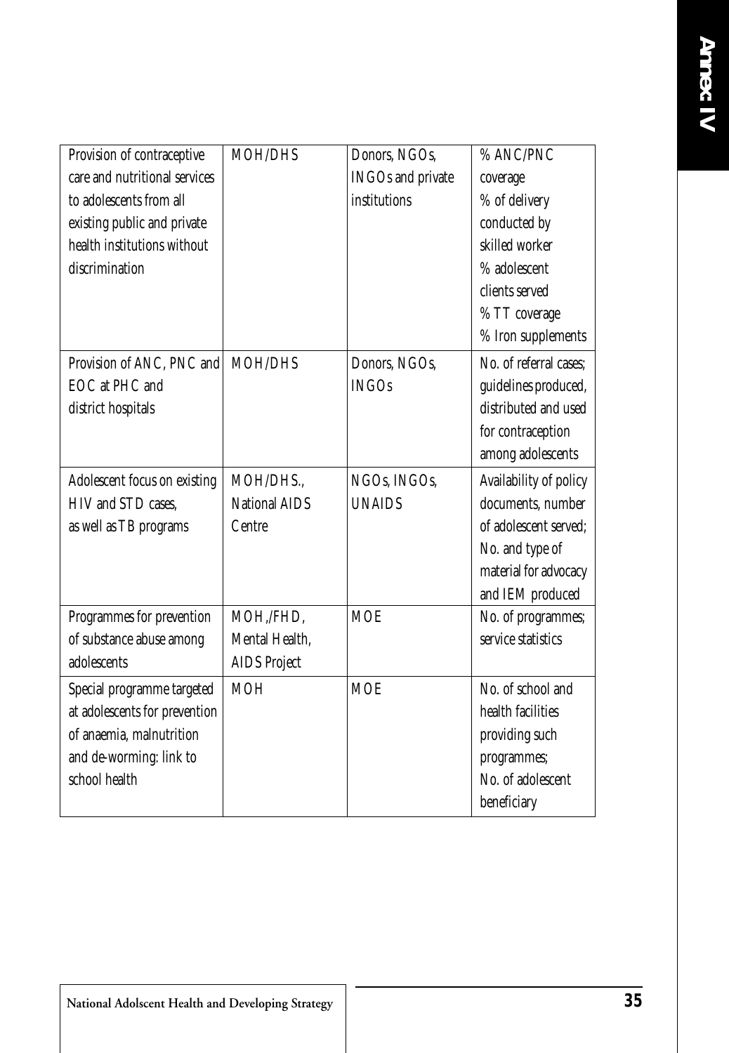| Provision of contraceptive care and nutritional services to adolescents from all existing public and private health institutions without discrimination | MOH/DHS | Donors, NGOs, INGOs and private institutions | % ANC/PNC coverage<br>% of delivery conducted by skilled worker<br>% adolescent clients served<br>% TT coverage<br>% Iron supplements |
|---|---|---|---|
| Provision of ANC, PNC and EOC at PHC and district hospitals | MOH/DHS | Donors, NGOs, INGOs | No. of referral cases; guidelines produced, distributed and used for contraception among adolescents |
| Adolescent focus on existing HIV and STD cases, as well as TB programs | MOH/DHS., National AIDS Centre | NGOs, INGOs, UNAIDS | Availability of policy documents, number of adolescent served; No. and type of material for advocacy and IEM produced |
| Programmes for prevention of substance abuse among adolescents | MOH,/FHD, Mental Health, AIDS Project | MOE | No. of programmes; service statistics |
| Special programme targeted at adolescents for prevention of anaemia, malnutrition and de-worming: link to school health | MOH | MOE | No. of school and health facilities providing such programmes;<br>No. of adolescent beneficiary |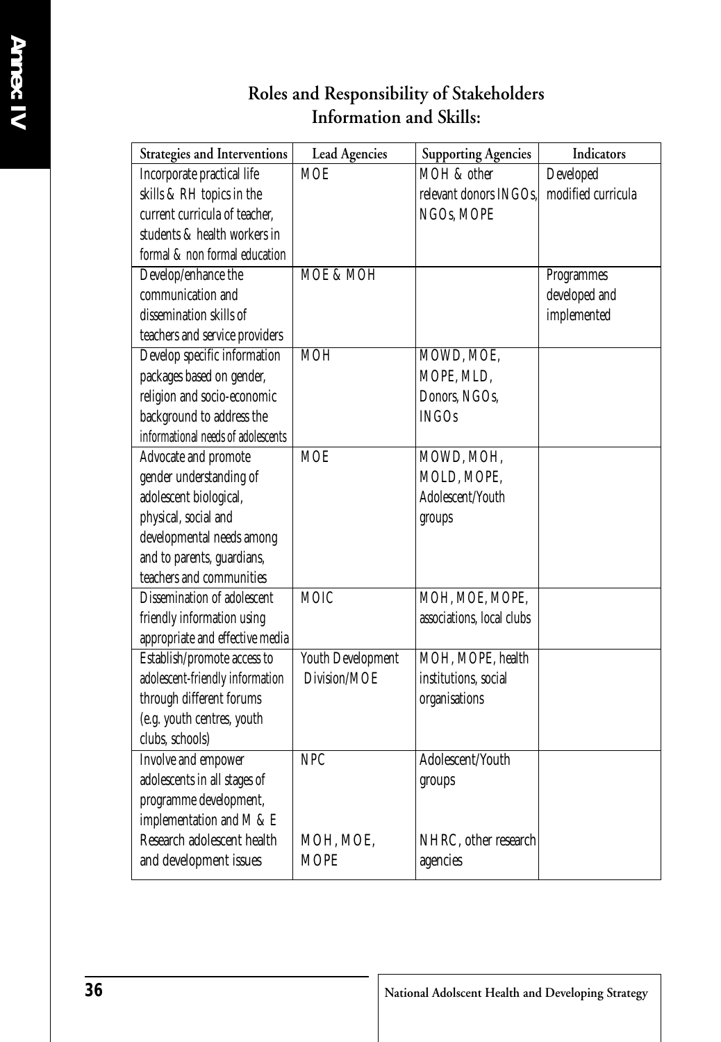## Roles and Responsibility of Stakeholders
## Information and Skills:

| Strategies and Interventions | Lead Agencies | Supporting Agencies | Indicators |
|---|---|---|---|
| Incorporate practical life skills & RH topics in the current curricula of teacher, students & health workers in formal & non formal education | MOE | MOH & other relevant donors INGOs, NGOs, MOPE | Developed modified curricula |
| Develop/enhance the communication and dissemination skills of teachers and service providers | MOE & MOH | | Programmes developed and implemented |
| Develop specific information packages based on gender, religion and socio-economic background to address the informational needs of adolescents | MOH | MOWD, MOE, MOPE, MLD, Donors, NGOs, INGOs | |
| Advocate and promote gender understanding of adolescent biological, physical, social and developmental needs among and to parents, guardians, teachers and communities | MOE | MOWD, MOH, MOLD, MOPE, Adolescent/Youth groups | |
| Dissemination of adolescent friendly information using appropriate and effective media | MOIC | MOH, MOE, MOPE, associations, local clubs | |
| Establish/promote access to adolescent-friendly information through different forums (e.g. youth centres, youth clubs, schools) | Youth Development Division/MOE | MOH, MOPE, health institutions, social organisations | |
| Involve and empower adolescents in all stages of programme development, implementation and M & E | NPC | Adolescent/Youth groups | |
| Research adolescent health and development issues | MOH, MOE, MOPE | NHRC, other research agencies | |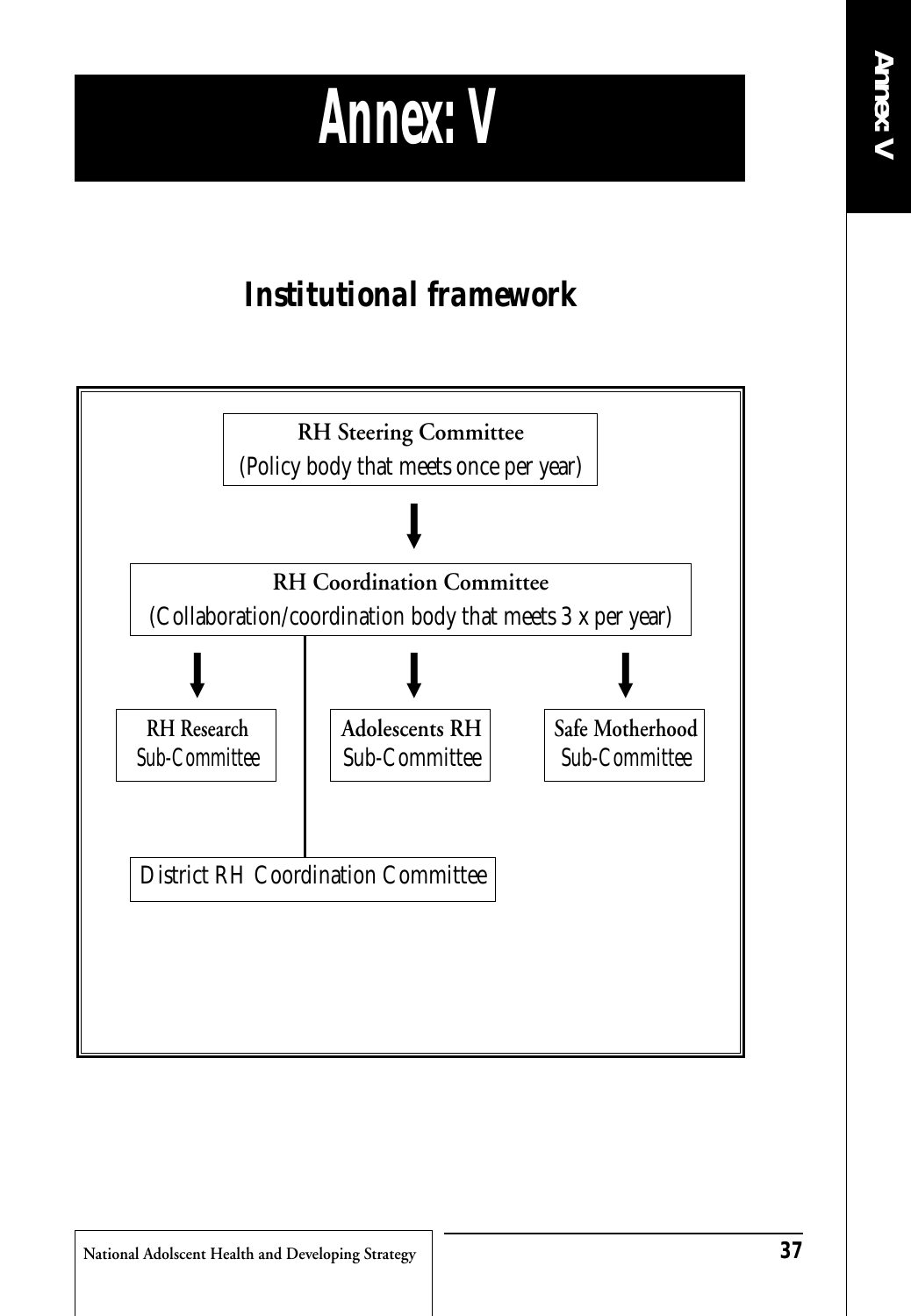# Annex: V

## Institutional framework

**RH Steering Committee**
(Policy body that meets once per year)

↓

**RH Coordination Committee**
(Collaboration/coordination body that meets 3 x per year)

↓

**RH Research** Sub-Committee

**Adolescents RH** Sub-Committee

**Safe Motherhood** Sub-Committee

District RH Coordination Committee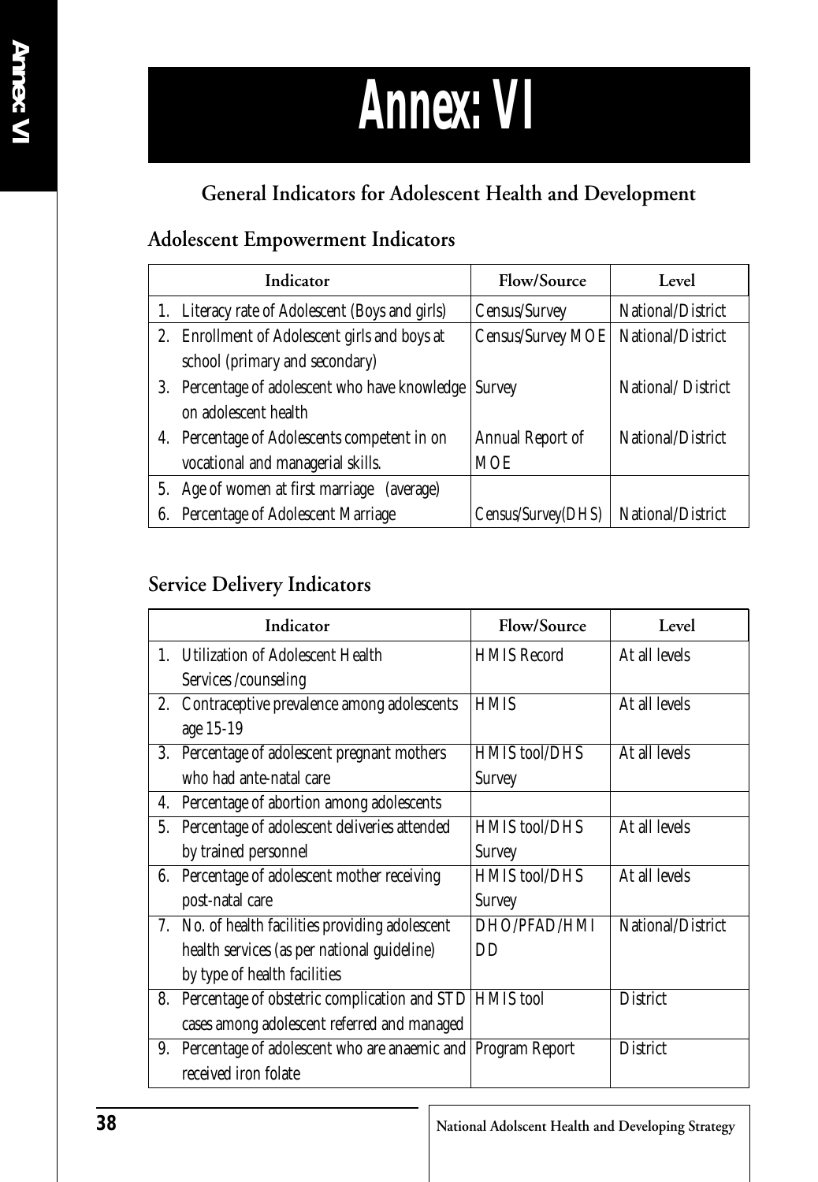# Annex: VI

## General Indicators for Adolescent Health and Development

### Adolescent Empowerment Indicators

| Indicator | Flow/Source | Level |
|---|---|---|
| 1. Literacy rate of Adolescent (Boys and girls) | Census/Survey | National/District |
| 2. Enrollment of Adolescent girls and boys at school (primary and secondary) | Census/Survey MOE | National/District |
| 3. Percentage of adolescent who have knowledge on adolescent health | Survey | National/ District |
| 4. Percentage of Adolescents competent in on vocational and managerial skills. | Annual Report of MOE | National/District |
| 5. Age of women at first marriage (average)<br>6. Percentage of Adolescent Marriage | Census/Survey(DHS) | National/District |

### Service Delivery Indicators

| Indicator | Flow/Source | Level |
|---|---|---|
| 1. Utilization of Adolescent Health Services /counseling | HMIS Record | At all levels |
| 2. Contraceptive prevalence among adolescents age 15-19 | HMIS | At all levels |
| 3. Percentage of adolescent pregnant mothers who had ante-natal care | HMIS tool/DHS Survey | At all levels |
| 4. Percentage of abortion among adolescents | | |
| 5. Percentage of adolescent deliveries attended by trained personnel | HMIS tool/DHS Survey | At all levels |
| 6. Percentage of adolescent mother receiving post-natal care | HMIS tool/DHS Survey | At all levels |
| 7. No. of health facilities providing adolescent health services (as per national guideline) by type of health facilities | DHO/PFAD/HMIDD | National/District |
| 8. Percentage of obstetric complication and STD cases among adolescent referred and managed | HMIS tool | District |
| 9. Percentage of adolescent who are anaemic and received iron folate | Program Report | District |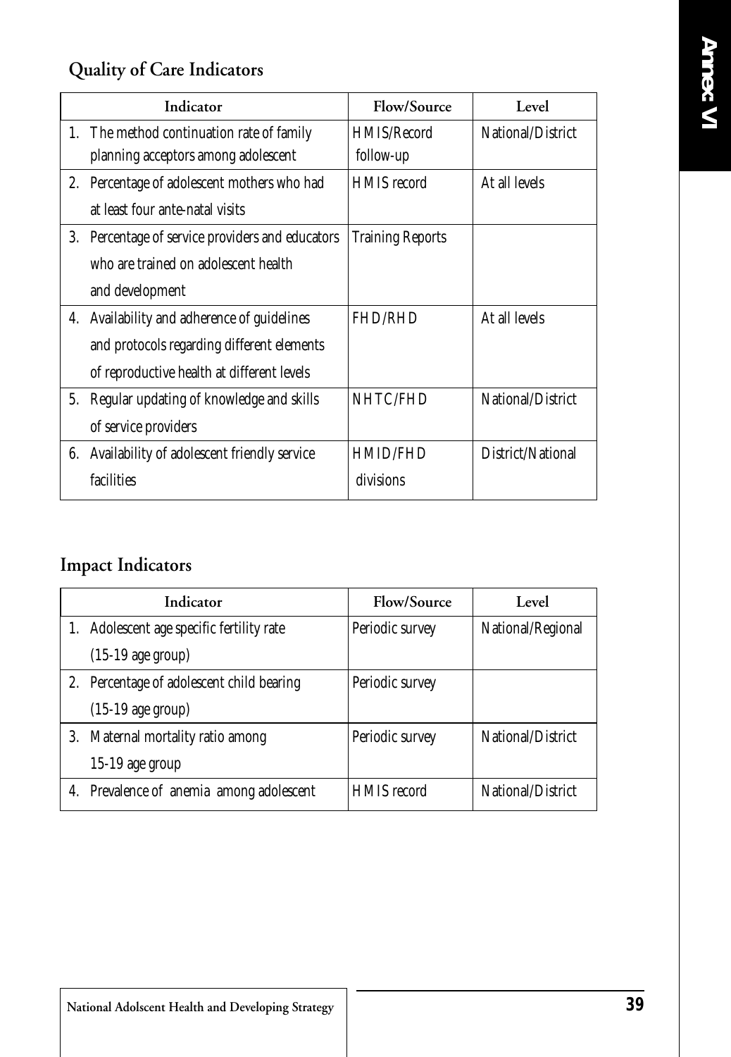## Quality of Care Indicators

| Indicator | Flow/Source | Level |
|---|---|---|
| 1. The method continuation rate of family planning acceptors among adolescent | HMIS/Record follow-up | National/District |
| 2. Percentage of adolescent mothers who had at least four ante-natal visits | HMIS record | At all levels |
| 3. Percentage of service providers and educators who are trained on adolescent health and development | Training Reports | |
| 4. Availability and adherence of guidelines and protocols regarding different elements of reproductive health at different levels | FHD/RHD | At all levels |
| 5. Regular updating of knowledge and skills of service providers | NHTC/FHD | National/District |
| 6. Availability of adolescent friendly service facilities | HMID/FHD divisions | District/National |

## Impact Indicators

| Indicator | Flow/Source | Level |
|---|---|---|
| 1. Adolescent age specific fertility rate (15-19 age group) | Periodic survey | National/Regional |
| 2. Percentage of adolescent child bearing (15-19 age group) | Periodic survey | |
| 3. Maternal mortality ratio among 15-19 age group | Periodic survey | National/District |
| 4. Prevalence of anemia among adolescent | HMIS record | National/District |